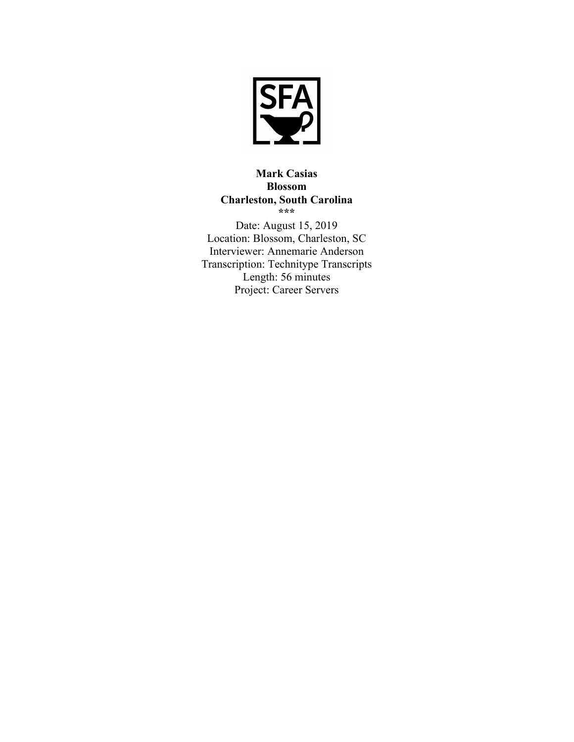SFA

**Mark Casias**
**Blossom**
**Charleston, South Carolina**
***

Date: August 15, 2019
Location: Blossom, Charleston, SC
Interviewer: Annemarie Anderson
Transcription: Technitype Transcripts
Length: 56 minutes
Project: Career Servers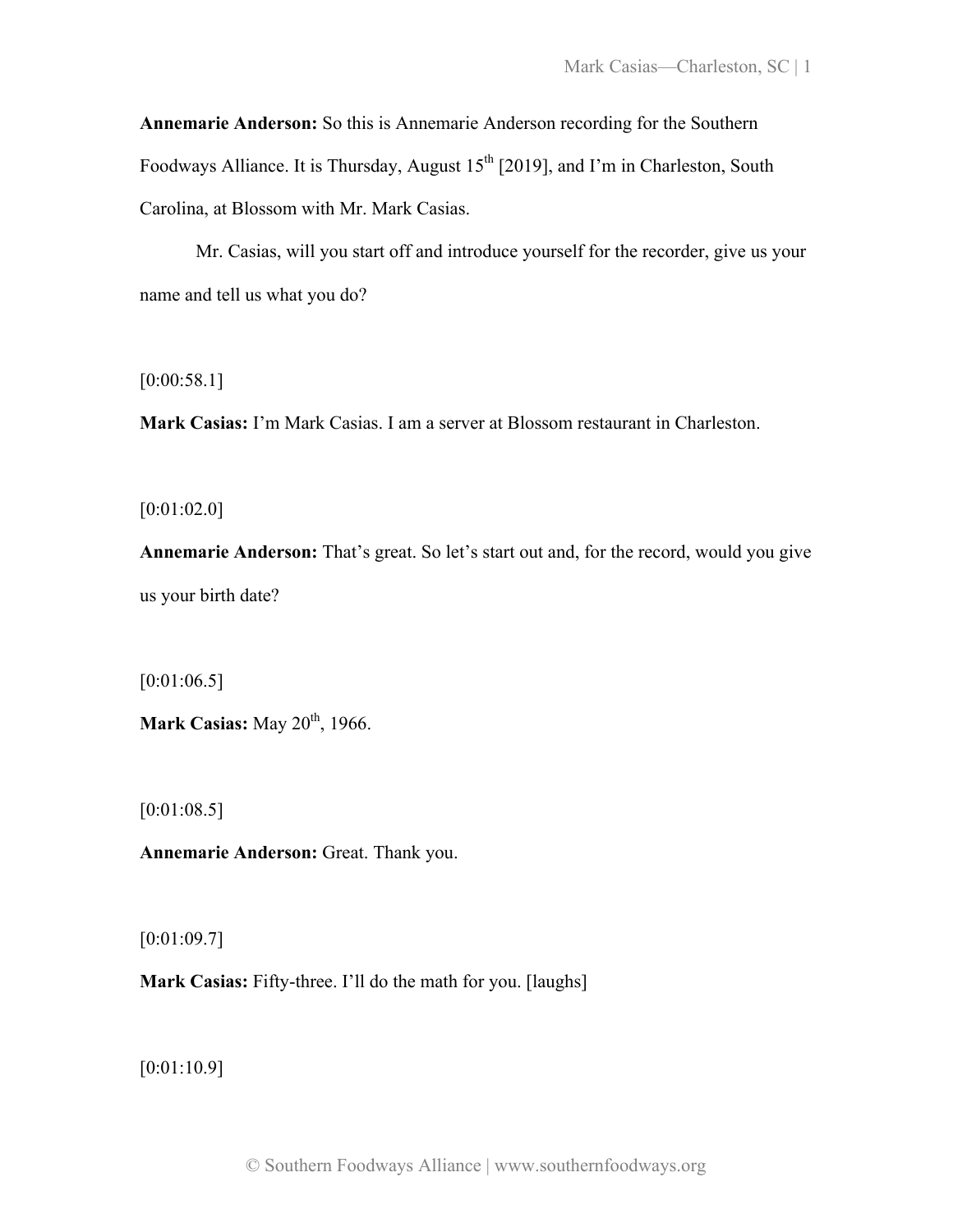**Annemarie Anderson:** So this is Annemarie Anderson recording for the Southern Foodways Alliance. It is Thursday, August 15th [2019], and I'm in Charleston, South Carolina, at Blossom with Mr. Mark Casias.

Mr. Casias, will you start off and introduce yourself for the recorder, give us your name and tell us what you do?

[0:00:58.1]

**Mark Casias:** I'm Mark Casias. I am a server at Blossom restaurant in Charleston.

[0:01:02.0]

**Annemarie Anderson:** That's great. So let's start out and, for the record, would you give us your birth date?

[0:01:06.5]

**Mark Casias:** May 20th, 1966.

[0:01:08.5]

**Annemarie Anderson:** Great. Thank you.

[0:01:09.7]

**Mark Casias:** Fifty-three. I'll do the math for you. [laughs]

[0:01:10.9]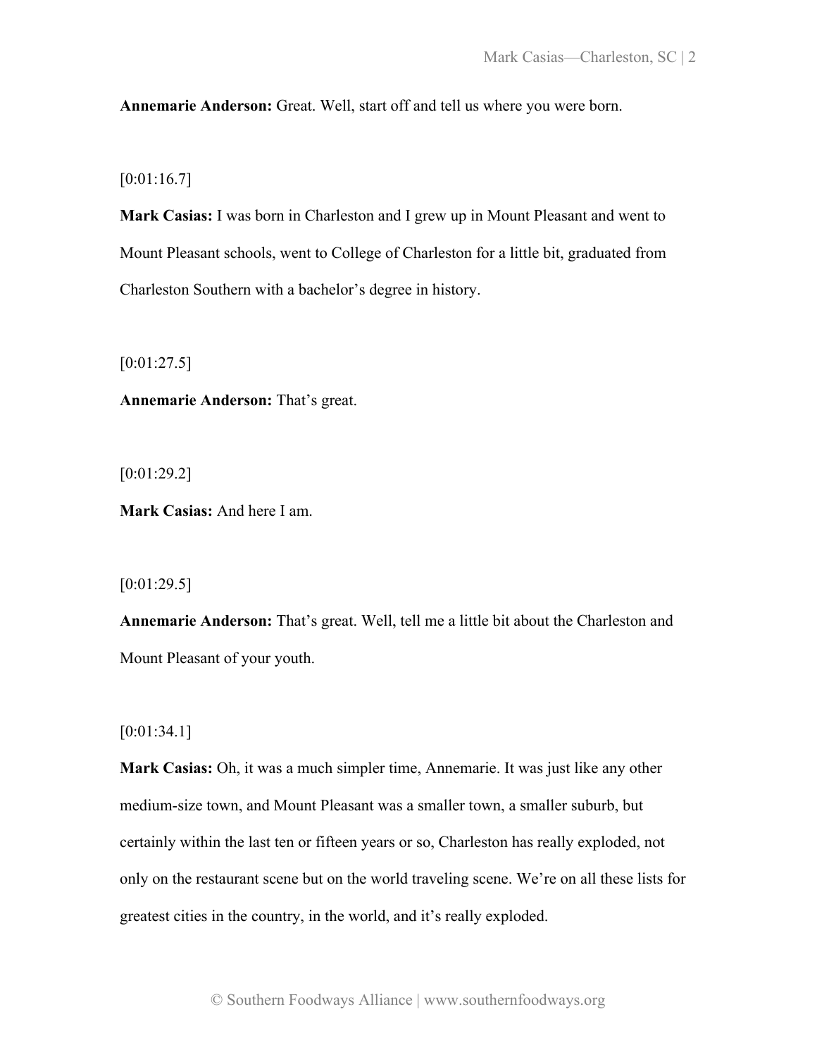**Annemarie Anderson:** Great. Well, start off and tell us where you were born.

[0:01:16.7]

**Mark Casias:** I was born in Charleston and I grew up in Mount Pleasant and went to Mount Pleasant schools, went to College of Charleston for a little bit, graduated from Charleston Southern with a bachelor's degree in history.

[0:01:27.5]

**Annemarie Anderson:** That's great.

[0:01:29.2]

**Mark Casias:** And here I am.

[0:01:29.5]

**Annemarie Anderson:** That's great. Well, tell me a little bit about the Charleston and Mount Pleasant of your youth.

[0:01:34.1]

**Mark Casias:** Oh, it was a much simpler time, Annemarie. It was just like any other medium-size town, and Mount Pleasant was a smaller town, a smaller suburb, but certainly within the last ten or fifteen years or so, Charleston has really exploded, not only on the restaurant scene but on the world traveling scene. We're on all these lists for greatest cities in the country, in the world, and it's really exploded.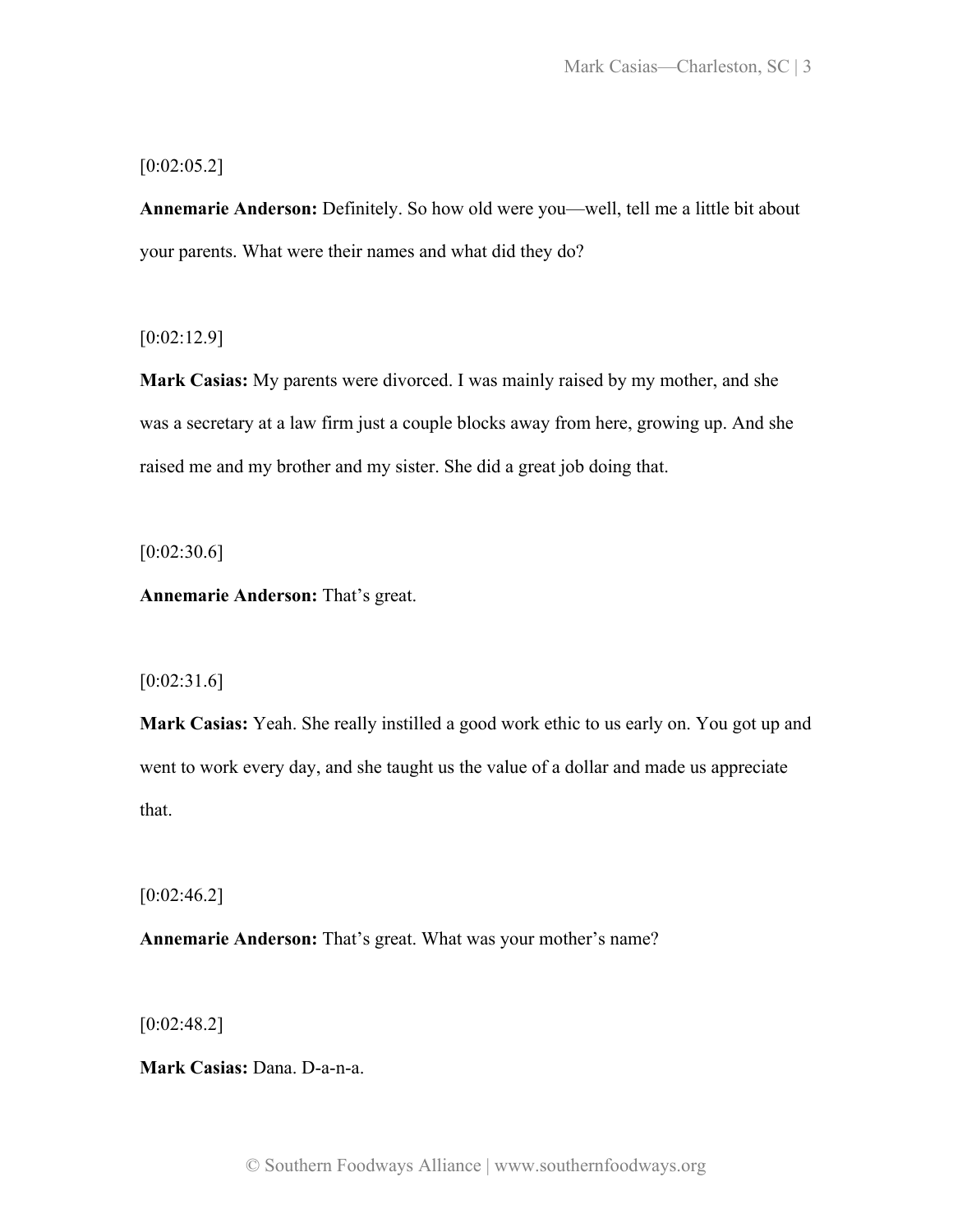[0:02:05.2]

**Annemarie Anderson:** Definitely. So how old were you—well, tell me a little bit about your parents. What were their names and what did they do?

[0:02:12.9]

**Mark Casias:** My parents were divorced. I was mainly raised by my mother, and she was a secretary at a law firm just a couple blocks away from here, growing up. And she raised me and my brother and my sister. She did a great job doing that.

[0:02:30.6]

**Annemarie Anderson:** That's great.

[0:02:31.6]

**Mark Casias:** Yeah. She really instilled a good work ethic to us early on. You got up and went to work every day, and she taught us the value of a dollar and made us appreciate that.

[0:02:46.2]

**Annemarie Anderson:** That's great. What was your mother's name?

[0:02:48.2]

**Mark Casias:** Dana. D-a-n-a.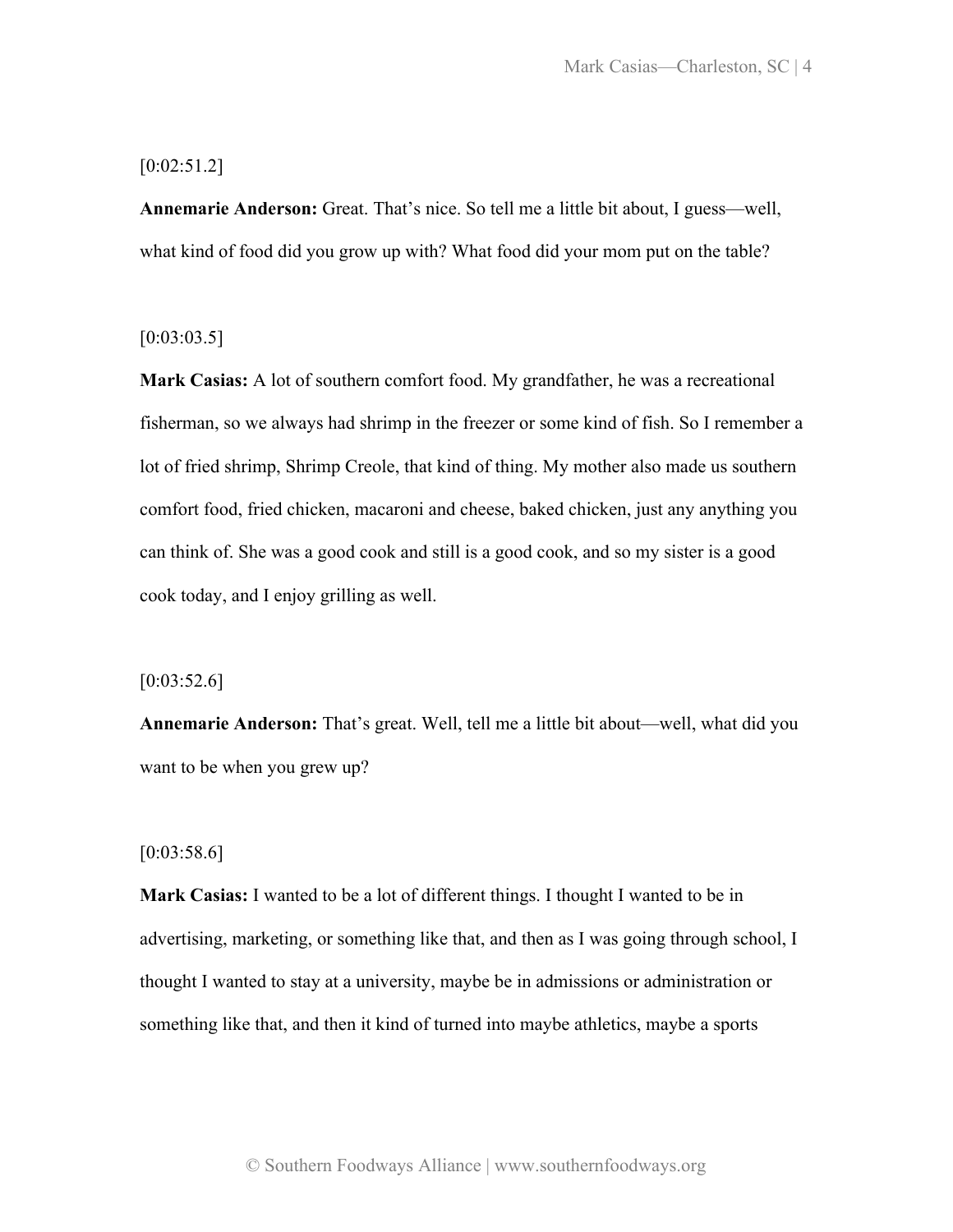[0:02:51.2]

**Annemarie Anderson:** Great. That's nice. So tell me a little bit about, I guess—well, what kind of food did you grow up with? What food did your mom put on the table?

[0:03:03.5]

**Mark Casias:** A lot of southern comfort food. My grandfather, he was a recreational fisherman, so we always had shrimp in the freezer or some kind of fish. So I remember a lot of fried shrimp, Shrimp Creole, that kind of thing. My mother also made us southern comfort food, fried chicken, macaroni and cheese, baked chicken, just any anything you can think of. She was a good cook and still is a good cook, and so my sister is a good cook today, and I enjoy grilling as well.

[0:03:52.6]

**Annemarie Anderson:** That's great. Well, tell me a little bit about—well, what did you want to be when you grew up?

[0:03:58.6]

**Mark Casias:** I wanted to be a lot of different things. I thought I wanted to be in advertising, marketing, or something like that, and then as I was going through school, I thought I wanted to stay at a university, maybe be in admissions or administration or something like that, and then it kind of turned into maybe athletics, maybe a sports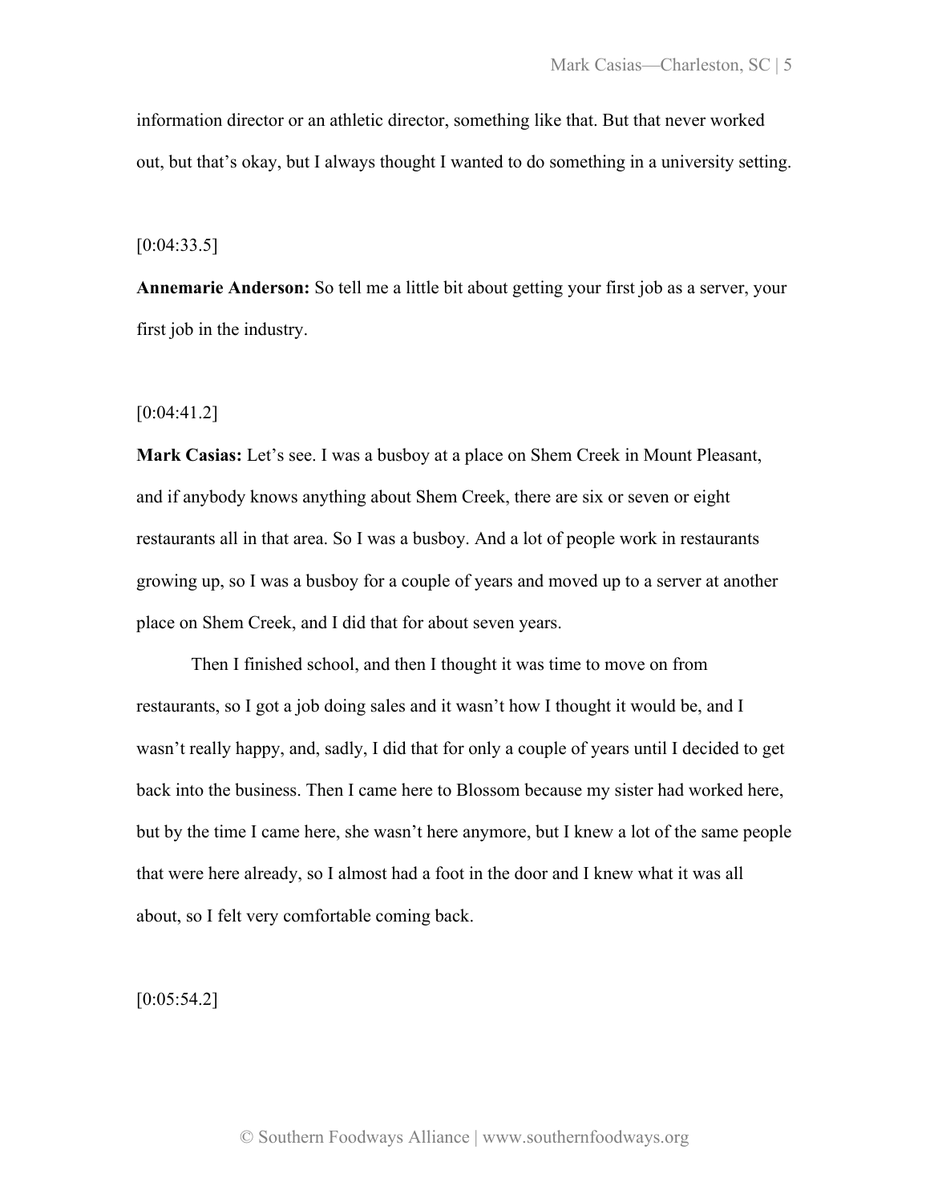information director or an athletic director, something like that. But that never worked out, but that's okay, but I always thought I wanted to do something in a university setting.

[0:04:33.5]

**Annemarie Anderson:** So tell me a little bit about getting your first job as a server, your first job in the industry.

[0:04:41.2]

**Mark Casias:** Let's see. I was a busboy at a place on Shem Creek in Mount Pleasant, and if anybody knows anything about Shem Creek, there are six or seven or eight restaurants all in that area. So I was a busboy. And a lot of people work in restaurants growing up, so I was a busboy for a couple of years and moved up to a server at another place on Shem Creek, and I did that for about seven years.

Then I finished school, and then I thought it was time to move on from restaurants, so I got a job doing sales and it wasn't how I thought it would be, and I wasn't really happy, and, sadly, I did that for only a couple of years until I decided to get back into the business. Then I came here to Blossom because my sister had worked here, but by the time I came here, she wasn't here anymore, but I knew a lot of the same people that were here already, so I almost had a foot in the door and I knew what it was all about, so I felt very comfortable coming back.

[0:05:54.2]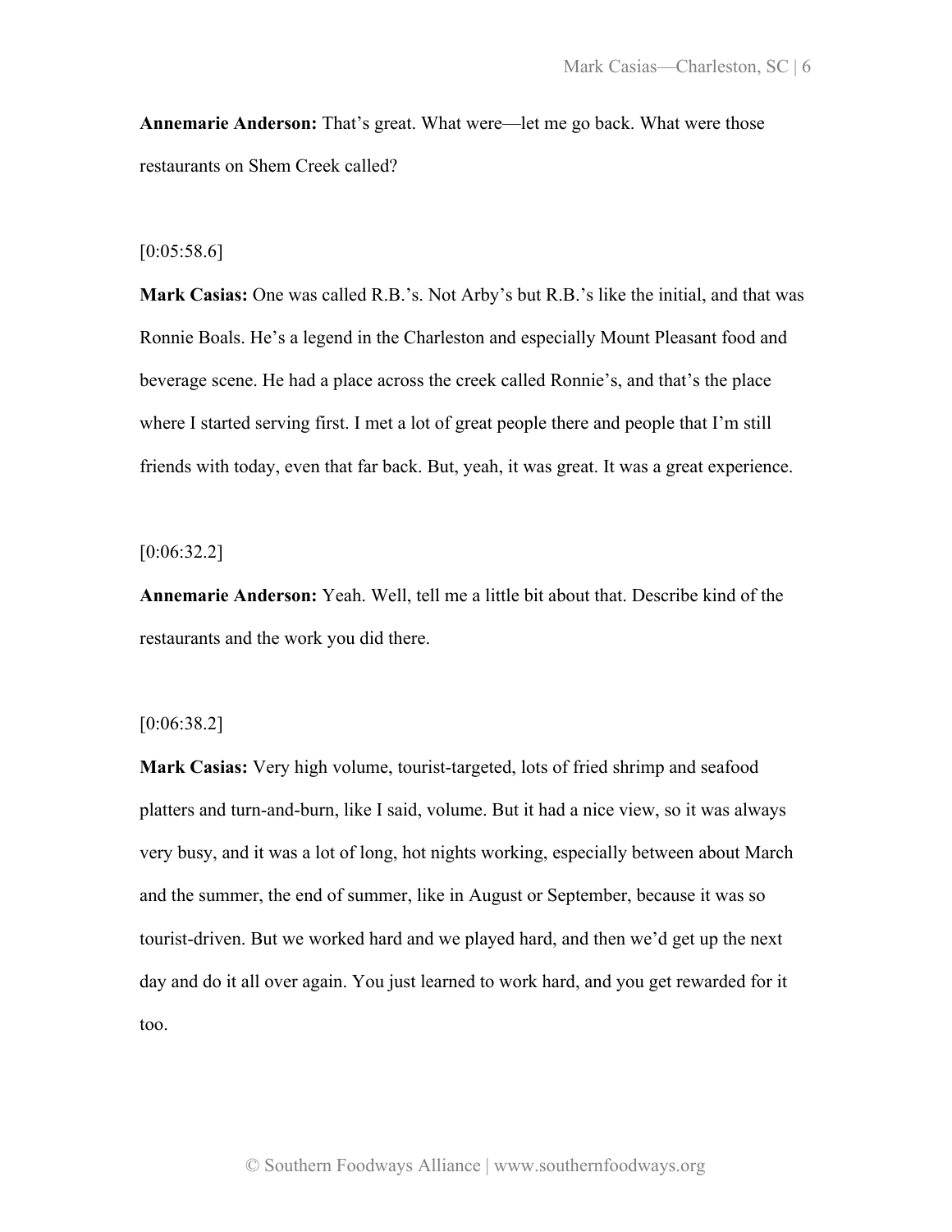**Annemarie Anderson:** That's great. What were—let me go back. What were those restaurants on Shem Creek called?

[0:05:58.6]

**Mark Casias:** One was called R.B.'s. Not Arby's but R.B.'s like the initial, and that was Ronnie Boals. He's a legend in the Charleston and especially Mount Pleasant food and beverage scene. He had a place across the creek called Ronnie's, and that's the place where I started serving first. I met a lot of great people there and people that I'm still friends with today, even that far back. But, yeah, it was great. It was a great experience.

[0:06:32.2]

**Annemarie Anderson:** Yeah. Well, tell me a little bit about that. Describe kind of the restaurants and the work you did there.

[0:06:38.2]

**Mark Casias:** Very high volume, tourist-targeted, lots of fried shrimp and seafood platters and turn-and-burn, like I said, volume. But it had a nice view, so it was always very busy, and it was a lot of long, hot nights working, especially between about March and the summer, the end of summer, like in August or September, because it was so tourist-driven. But we worked hard and we played hard, and then we'd get up the next day and do it all over again. You just learned to work hard, and you get rewarded for it too.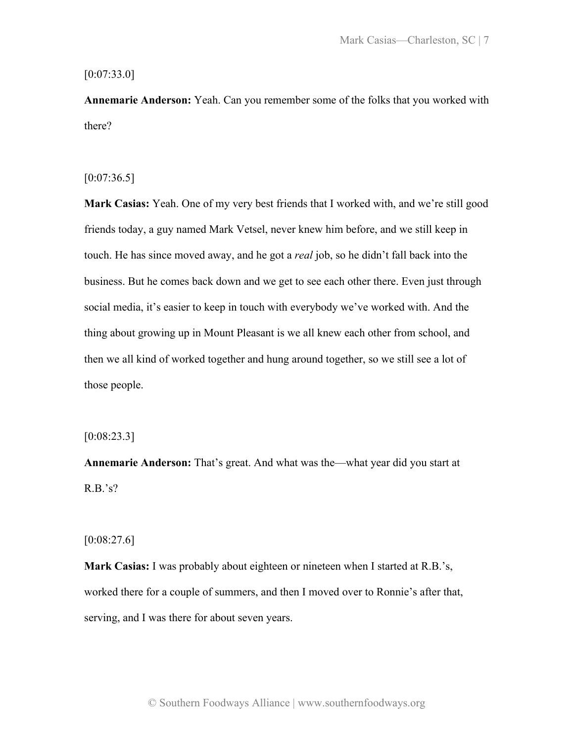[0:07:33.0]

**Annemarie Anderson:** Yeah. Can you remember some of the folks that you worked with there?

[0:07:36.5]

**Mark Casias:** Yeah. One of my very best friends that I worked with, and we're still good friends today, a guy named Mark Vetsel, never knew him before, and we still keep in touch. He has since moved away, and he got a *real* job, so he didn't fall back into the business. But he comes back down and we get to see each other there. Even just through social media, it's easier to keep in touch with everybody we've worked with. And the thing about growing up in Mount Pleasant is we all knew each other from school, and then we all kind of worked together and hung around together, so we still see a lot of those people.

[0:08:23.3]

**Annemarie Anderson:** That's great. And what was the—what year did you start at R.B.'s?

[0:08:27.6]

**Mark Casias:** I was probably about eighteen or nineteen when I started at R.B.'s, worked there for a couple of summers, and then I moved over to Ronnie's after that, serving, and I was there for about seven years.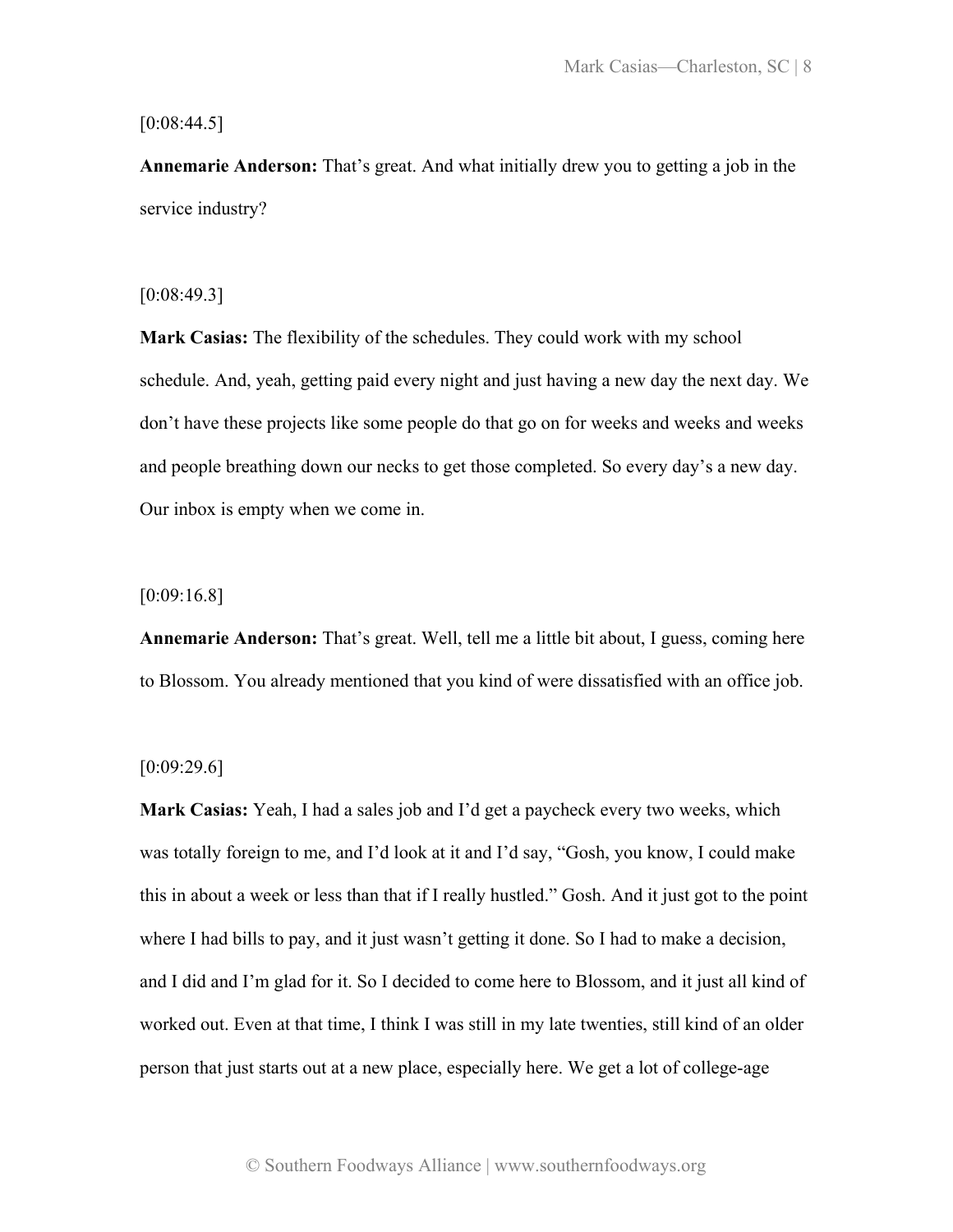[0:08:44.5]

**Annemarie Anderson:** That's great. And what initially drew you to getting a job in the service industry?

[0:08:49.3]

**Mark Casias:** The flexibility of the schedules. They could work with my school schedule. And, yeah, getting paid every night and just having a new day the next day. We don't have these projects like some people do that go on for weeks and weeks and weeks and people breathing down our necks to get those completed. So every day's a new day. Our inbox is empty when we come in.

[0:09:16.8]

**Annemarie Anderson:** That's great. Well, tell me a little bit about, I guess, coming here to Blossom. You already mentioned that you kind of were dissatisfied with an office job.

[0:09:29.6]

**Mark Casias:** Yeah, I had a sales job and I'd get a paycheck every two weeks, which was totally foreign to me, and I'd look at it and I'd say, "Gosh, you know, I could make this in about a week or less than that if I really hustled." Gosh. And it just got to the point where I had bills to pay, and it just wasn't getting it done. So I had to make a decision, and I did and I'm glad for it. So I decided to come here to Blossom, and it just all kind of worked out. Even at that time, I think I was still in my late twenties, still kind of an older person that just starts out at a new place, especially here. We get a lot of college-age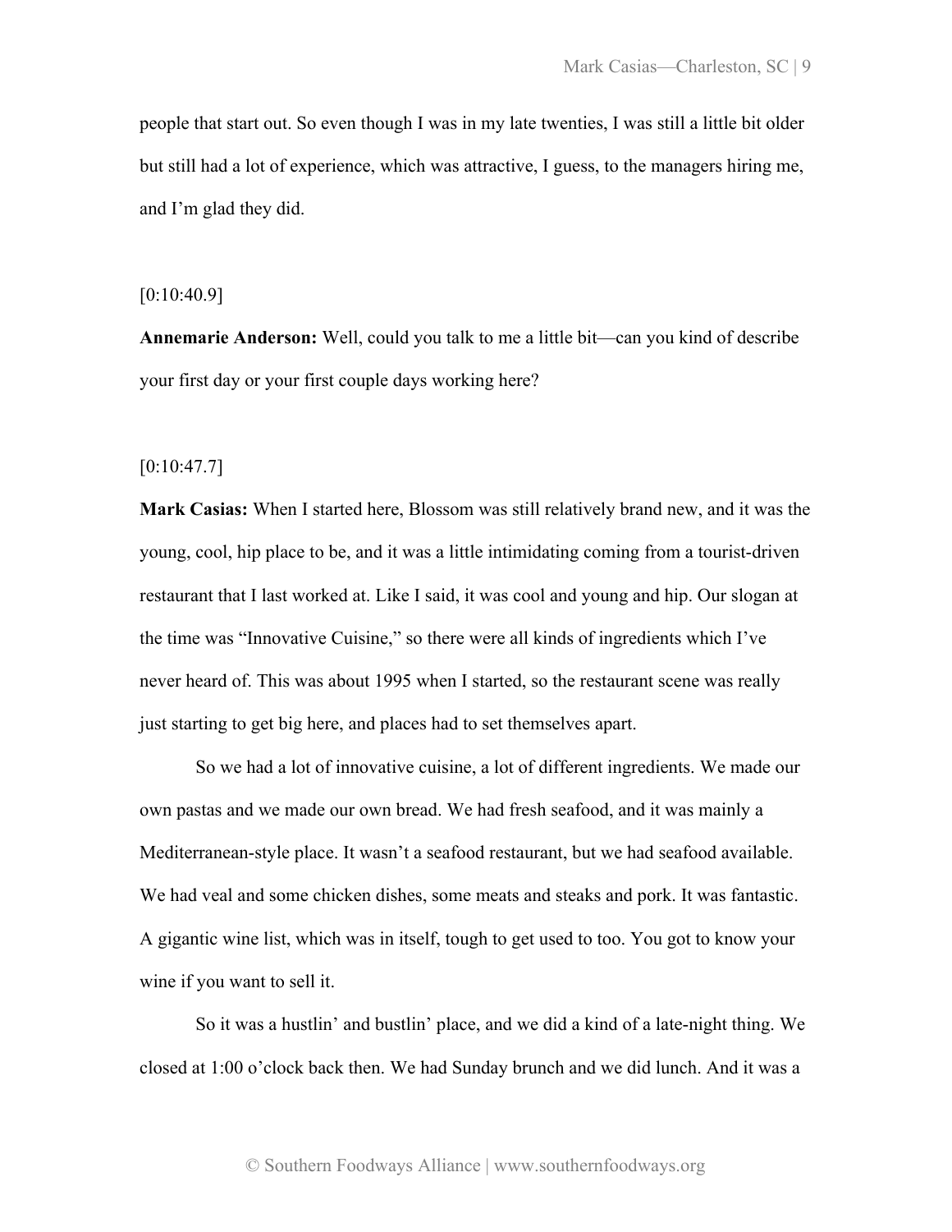people that start out. So even though I was in my late twenties, I was still a little bit older but still had a lot of experience, which was attractive, I guess, to the managers hiring me, and I'm glad they did.

[0:10:40.9]

**Annemarie Anderson:** Well, could you talk to me a little bit—can you kind of describe your first day or your first couple days working here?

[0:10:47.7]

**Mark Casias:** When I started here, Blossom was still relatively brand new, and it was the young, cool, hip place to be, and it was a little intimidating coming from a tourist-driven restaurant that I last worked at. Like I said, it was cool and young and hip. Our slogan at the time was "Innovative Cuisine," so there were all kinds of ingredients which I've never heard of. This was about 1995 when I started, so the restaurant scene was really just starting to get big here, and places had to set themselves apart.

So we had a lot of innovative cuisine, a lot of different ingredients. We made our own pastas and we made our own bread. We had fresh seafood, and it was mainly a Mediterranean-style place. It wasn't a seafood restaurant, but we had seafood available. We had veal and some chicken dishes, some meats and steaks and pork. It was fantastic. A gigantic wine list, which was in itself, tough to get used to too. You got to know your wine if you want to sell it.

So it was a hustlin' and bustlin' place, and we did a kind of a late-night thing. We closed at 1:00 o'clock back then. We had Sunday brunch and we did lunch. And it was a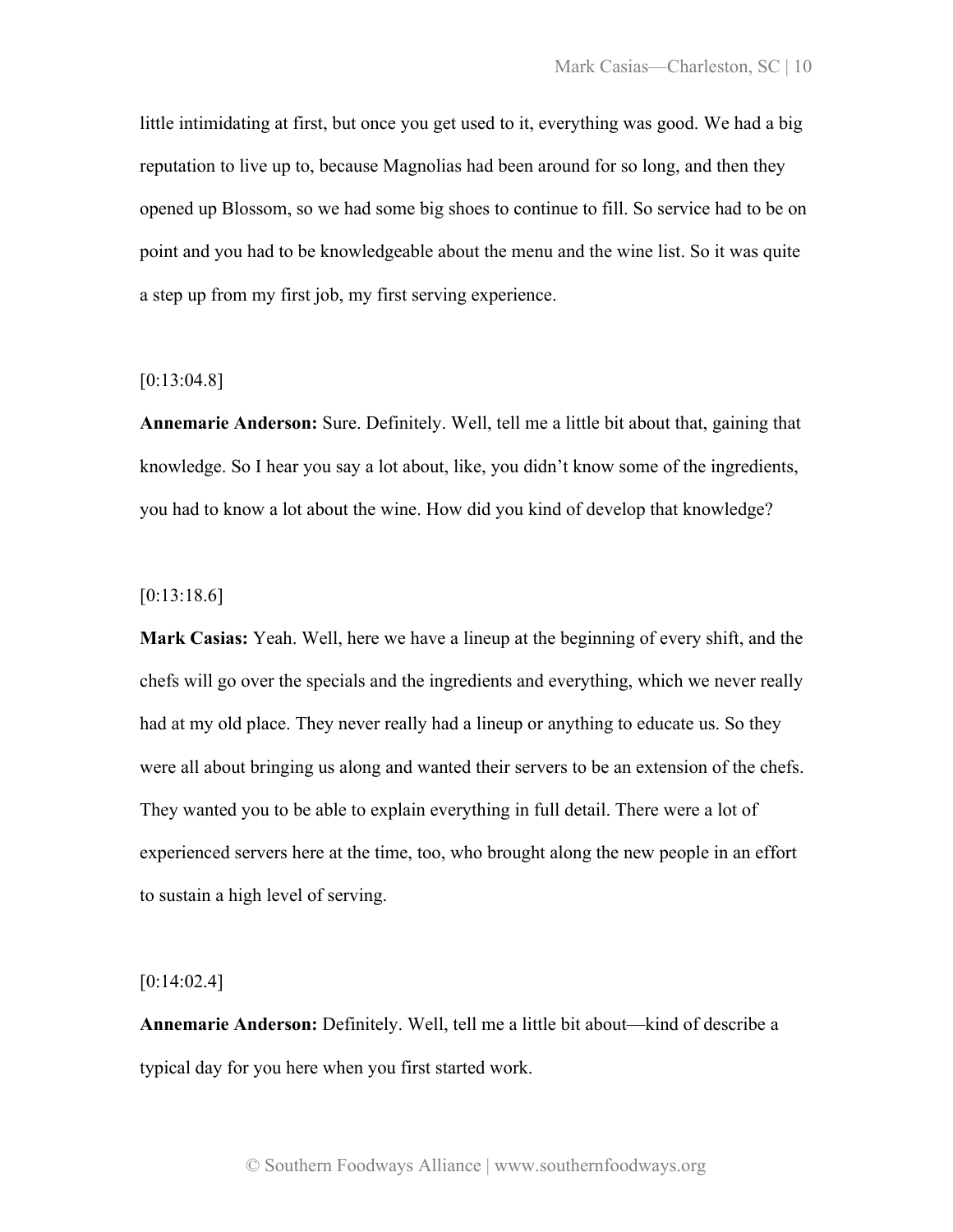little intimidating at first, but once you get used to it, everything was good. We had a big reputation to live up to, because Magnolias had been around for so long, and then they opened up Blossom, so we had some big shoes to continue to fill. So service had to be on point and you had to be knowledgeable about the menu and the wine list. So it was quite a step up from my first job, my first serving experience.

[0:13:04.8]

**Annemarie Anderson:** Sure. Definitely. Well, tell me a little bit about that, gaining that knowledge. So I hear you say a lot about, like, you didn't know some of the ingredients, you had to know a lot about the wine. How did you kind of develop that knowledge?

[0:13:18.6]

**Mark Casias:** Yeah. Well, here we have a lineup at the beginning of every shift, and the chefs will go over the specials and the ingredients and everything, which we never really had at my old place. They never really had a lineup or anything to educate us. So they were all about bringing us along and wanted their servers to be an extension of the chefs. They wanted you to be able to explain everything in full detail. There were a lot of experienced servers here at the time, too, who brought along the new people in an effort to sustain a high level of serving.

[0:14:02.4]

**Annemarie Anderson:** Definitely. Well, tell me a little bit about—kind of describe a typical day for you here when you first started work.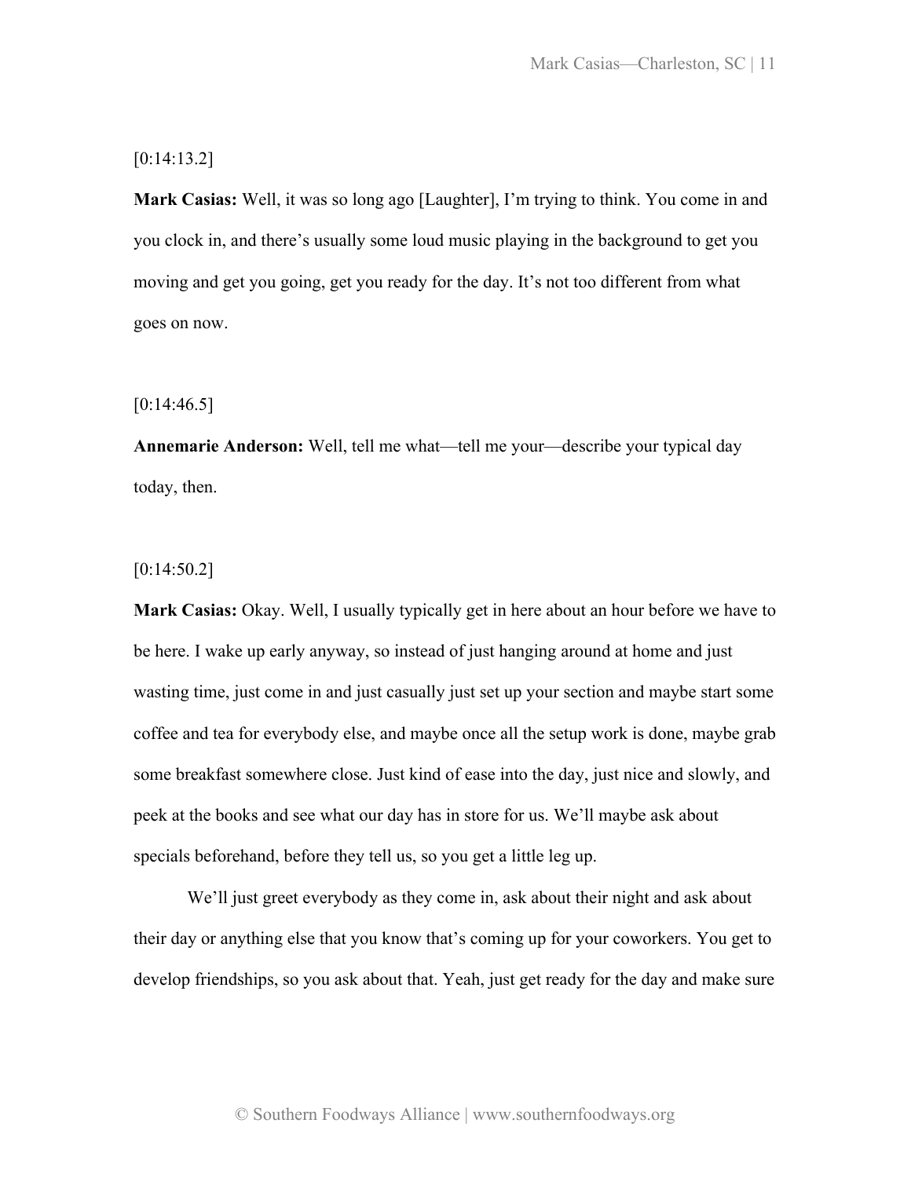[0:14:13.2]

**Mark Casias:** Well, it was so long ago [Laughter], I'm trying to think. You come in and you clock in, and there's usually some loud music playing in the background to get you moving and get you going, get you ready for the day. It's not too different from what goes on now.

[0:14:46.5]

**Annemarie Anderson:** Well, tell me what—tell me your—describe your typical day today, then.

[0:14:50.2]

**Mark Casias:** Okay. Well, I usually typically get in here about an hour before we have to be here. I wake up early anyway, so instead of just hanging around at home and just wasting time, just come in and just casually just set up your section and maybe start some coffee and tea for everybody else, and maybe once all the setup work is done, maybe grab some breakfast somewhere close. Just kind of ease into the day, just nice and slowly, and peek at the books and see what our day has in store for us. We'll maybe ask about specials beforehand, before they tell us, so you get a little leg up.

We'll just greet everybody as they come in, ask about their night and ask about their day or anything else that you know that's coming up for your coworkers. You get to develop friendships, so you ask about that. Yeah, just get ready for the day and make sure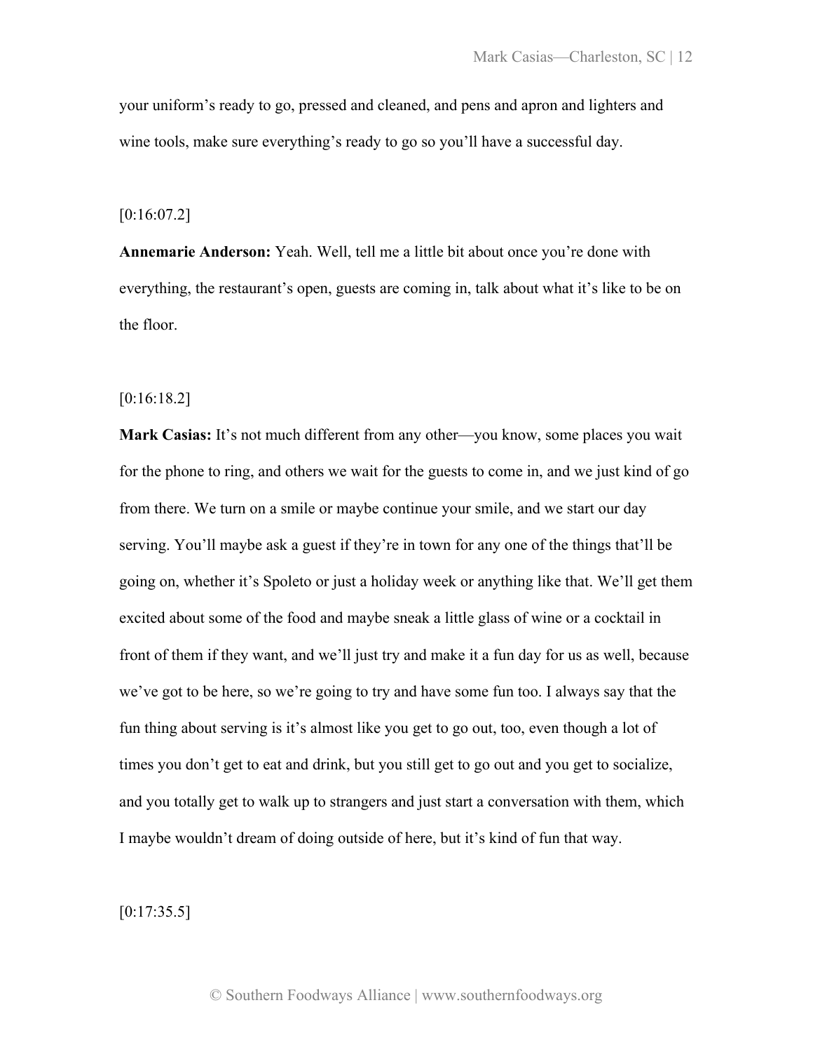your uniform's ready to go, pressed and cleaned, and pens and apron and lighters and wine tools, make sure everything's ready to go so you'll have a successful day.

[0:16:07.2]

**Annemarie Anderson:** Yeah. Well, tell me a little bit about once you're done with everything, the restaurant's open, guests are coming in, talk about what it's like to be on the floor.

[0:16:18.2]

**Mark Casias:** It's not much different from any other—you know, some places you wait for the phone to ring, and others we wait for the guests to come in, and we just kind of go from there. We turn on a smile or maybe continue your smile, and we start our day serving. You'll maybe ask a guest if they're in town for any one of the things that'll be going on, whether it's Spoleto or just a holiday week or anything like that. We'll get them excited about some of the food and maybe sneak a little glass of wine or a cocktail in front of them if they want, and we'll just try and make it a fun day for us as well, because we've got to be here, so we're going to try and have some fun too. I always say that the fun thing about serving is it's almost like you get to go out, too, even though a lot of times you don't get to eat and drink, but you still get to go out and you get to socialize, and you totally get to walk up to strangers and just start a conversation with them, which I maybe wouldn't dream of doing outside of here, but it's kind of fun that way.

[0:17:35.5]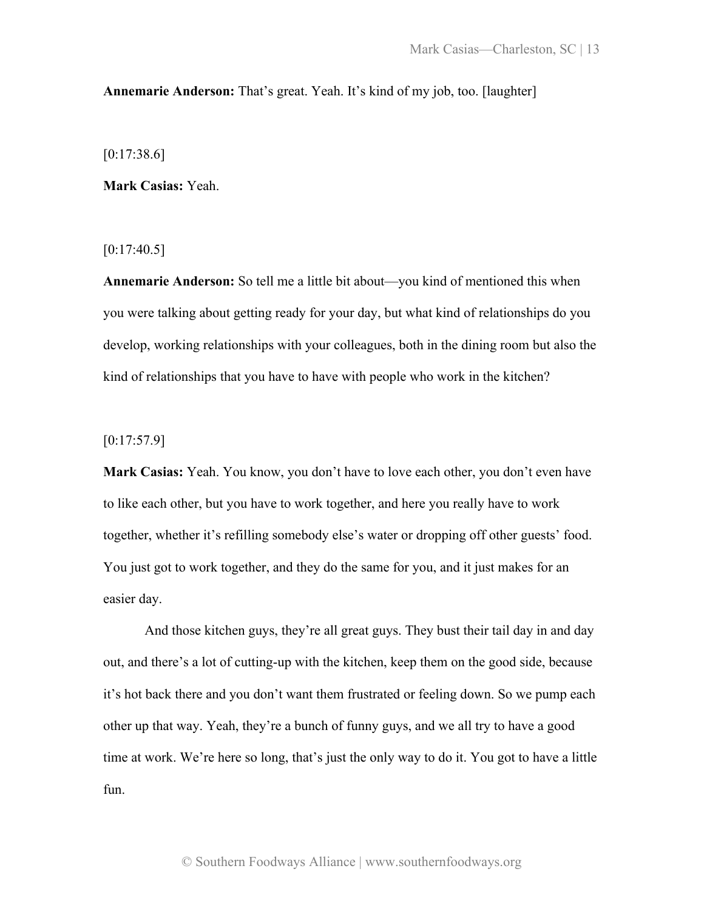**Annemarie Anderson:** That's great. Yeah. It's kind of my job, too. [laughter]

[0:17:38.6]

**Mark Casias:** Yeah.

[0:17:40.5]

**Annemarie Anderson:** So tell me a little bit about—you kind of mentioned this when you were talking about getting ready for your day, but what kind of relationships do you develop, working relationships with your colleagues, both in the dining room but also the kind of relationships that you have to have with people who work in the kitchen?

[0:17:57.9]

**Mark Casias:** Yeah. You know, you don't have to love each other, you don't even have to like each other, but you have to work together, and here you really have to work together, whether it's refilling somebody else's water or dropping off other guests' food. You just got to work together, and they do the same for you, and it just makes for an easier day.

And those kitchen guys, they're all great guys. They bust their tail day in and day out, and there's a lot of cutting-up with the kitchen, keep them on the good side, because it's hot back there and you don't want them frustrated or feeling down. So we pump each other up that way. Yeah, they're a bunch of funny guys, and we all try to have a good time at work. We're here so long, that's just the only way to do it. You got to have a little fun.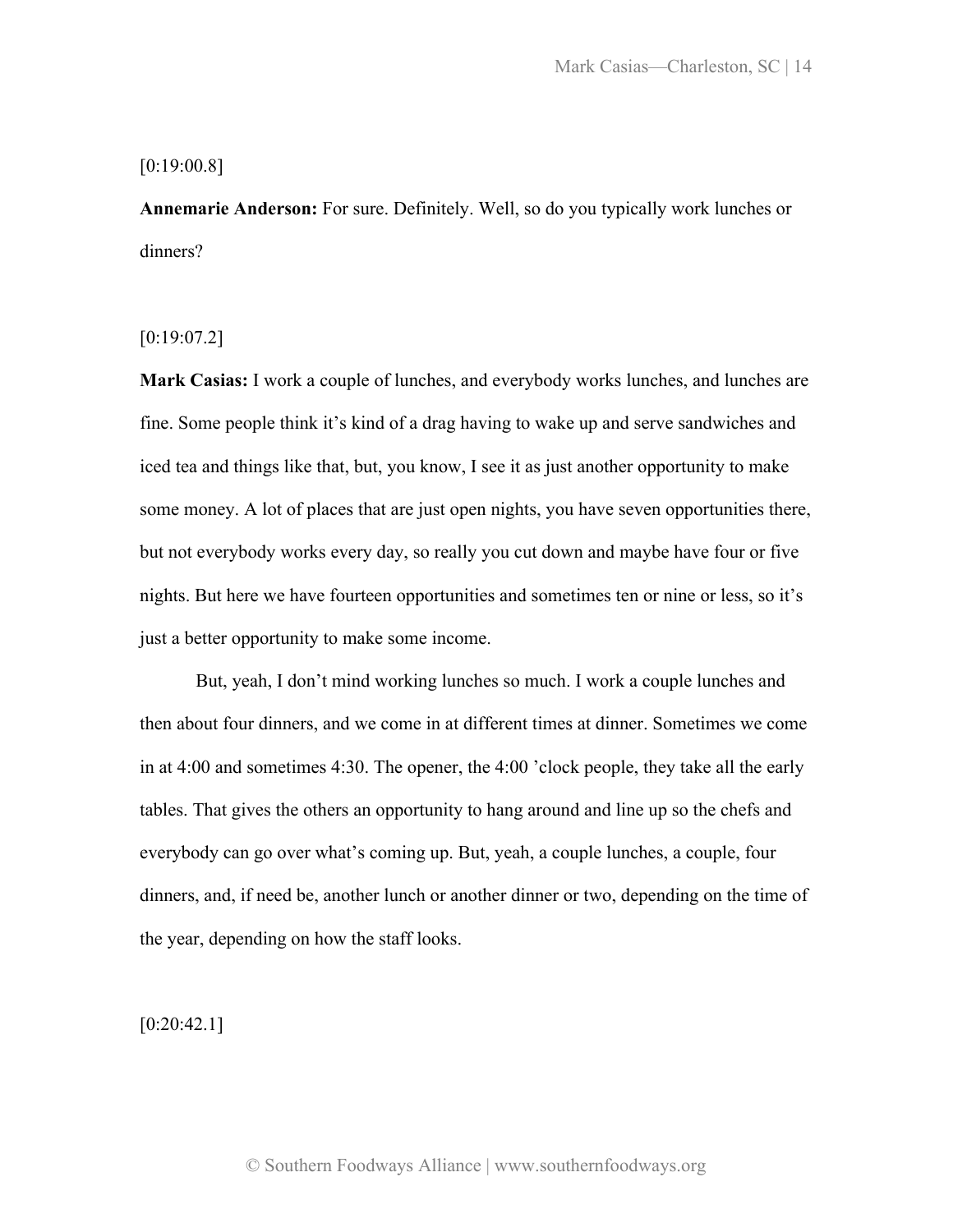[0:19:00.8]

**Annemarie Anderson:** For sure. Definitely. Well, so do you typically work lunches or dinners?

[0:19:07.2]

**Mark Casias:** I work a couple of lunches, and everybody works lunches, and lunches are fine. Some people think it's kind of a drag having to wake up and serve sandwiches and iced tea and things like that, but, you know, I see it as just another opportunity to make some money. A lot of places that are just open nights, you have seven opportunities there, but not everybody works every day, so really you cut down and maybe have four or five nights. But here we have fourteen opportunities and sometimes ten or nine or less, so it's just a better opportunity to make some income.

But, yeah, I don't mind working lunches so much. I work a couple lunches and then about four dinners, and we come in at different times at dinner. Sometimes we come in at 4:00 and sometimes 4:30. The opener, the 4:00 'clock people, they take all the early tables. That gives the others an opportunity to hang around and line up so the chefs and everybody can go over what's coming up. But, yeah, a couple lunches, a couple, four dinners, and, if need be, another lunch or another dinner or two, depending on the time of the year, depending on how the staff looks.

[0:20:42.1]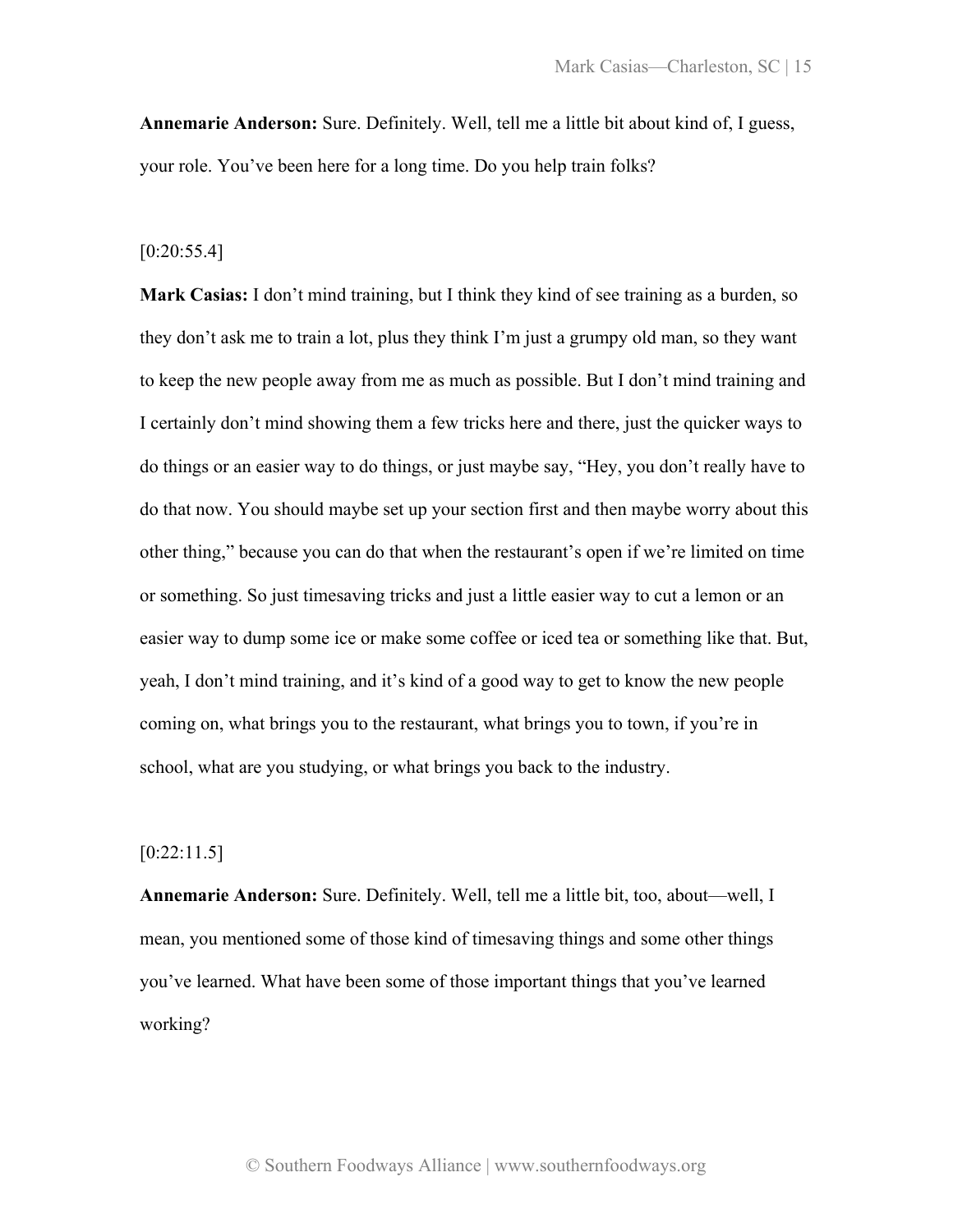**Annemarie Anderson:** Sure. Definitely. Well, tell me a little bit about kind of, I guess, your role. You've been here for a long time. Do you help train folks?

[0:20:55.4]

**Mark Casias:** I don't mind training, but I think they kind of see training as a burden, so they don't ask me to train a lot, plus they think I'm just a grumpy old man, so they want to keep the new people away from me as much as possible. But I don't mind training and I certainly don't mind showing them a few tricks here and there, just the quicker ways to do things or an easier way to do things, or just maybe say, "Hey, you don't really have to do that now. You should maybe set up your section first and then maybe worry about this other thing," because you can do that when the restaurant's open if we're limited on time or something. So just timesaving tricks and just a little easier way to cut a lemon or an easier way to dump some ice or make some coffee or iced tea or something like that. But, yeah, I don't mind training, and it's kind of a good way to get to know the new people coming on, what brings you to the restaurant, what brings you to town, if you're in school, what are you studying, or what brings you back to the industry.

[0:22:11.5]

**Annemarie Anderson:** Sure. Definitely. Well, tell me a little bit, too, about—well, I mean, you mentioned some of those kind of timesaving things and some other things you've learned. What have been some of those important things that you've learned working?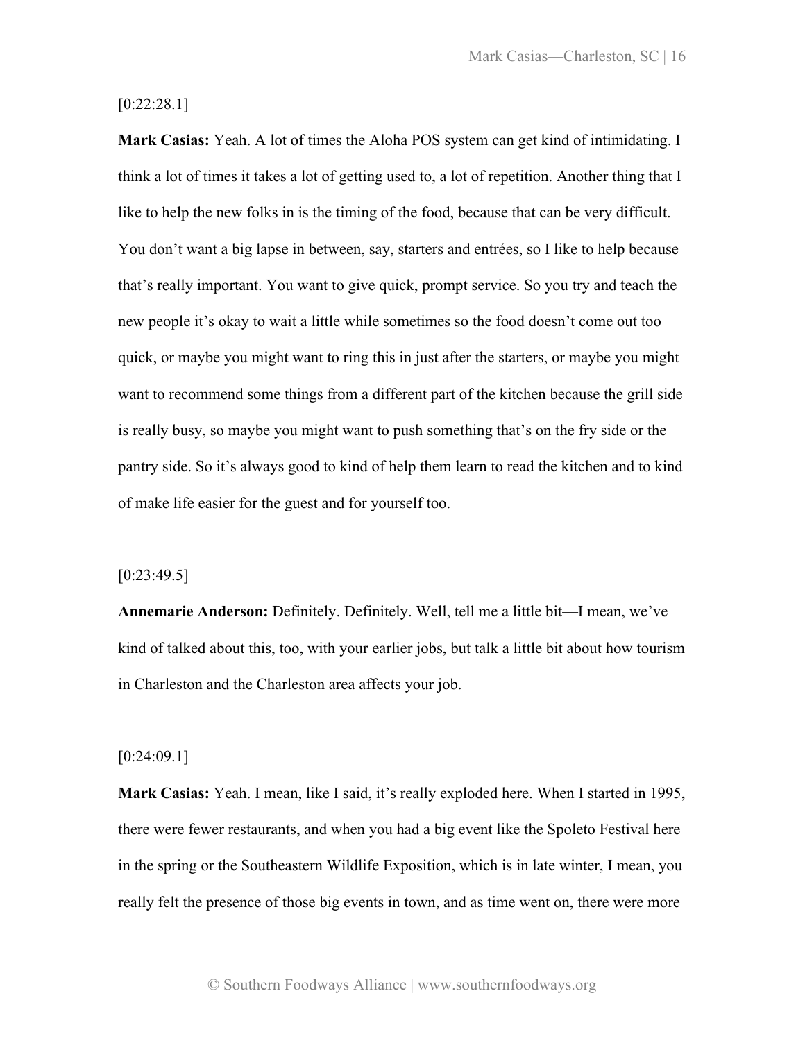[0:22:28.1]

**Mark Casias:** Yeah. A lot of times the Aloha POS system can get kind of intimidating. I think a lot of times it takes a lot of getting used to, a lot of repetition. Another thing that I like to help the new folks in is the timing of the food, because that can be very difficult. You don't want a big lapse in between, say, starters and entrées, so I like to help because that's really important. You want to give quick, prompt service. So you try and teach the new people it's okay to wait a little while sometimes so the food doesn't come out too quick, or maybe you might want to ring this in just after the starters, or maybe you might want to recommend some things from a different part of the kitchen because the grill side is really busy, so maybe you might want to push something that's on the fry side or the pantry side. So it's always good to kind of help them learn to read the kitchen and to kind of make life easier for the guest and for yourself too.

[0:23:49.5]

**Annemarie Anderson:** Definitely. Definitely. Well, tell me a little bit—I mean, we've kind of talked about this, too, with your earlier jobs, but talk a little bit about how tourism in Charleston and the Charleston area affects your job.

[0:24:09.1]

**Mark Casias:** Yeah. I mean, like I said, it's really exploded here. When I started in 1995, there were fewer restaurants, and when you had a big event like the Spoleto Festival here in the spring or the Southeastern Wildlife Exposition, which is in late winter, I mean, you really felt the presence of those big events in town, and as time went on, there were more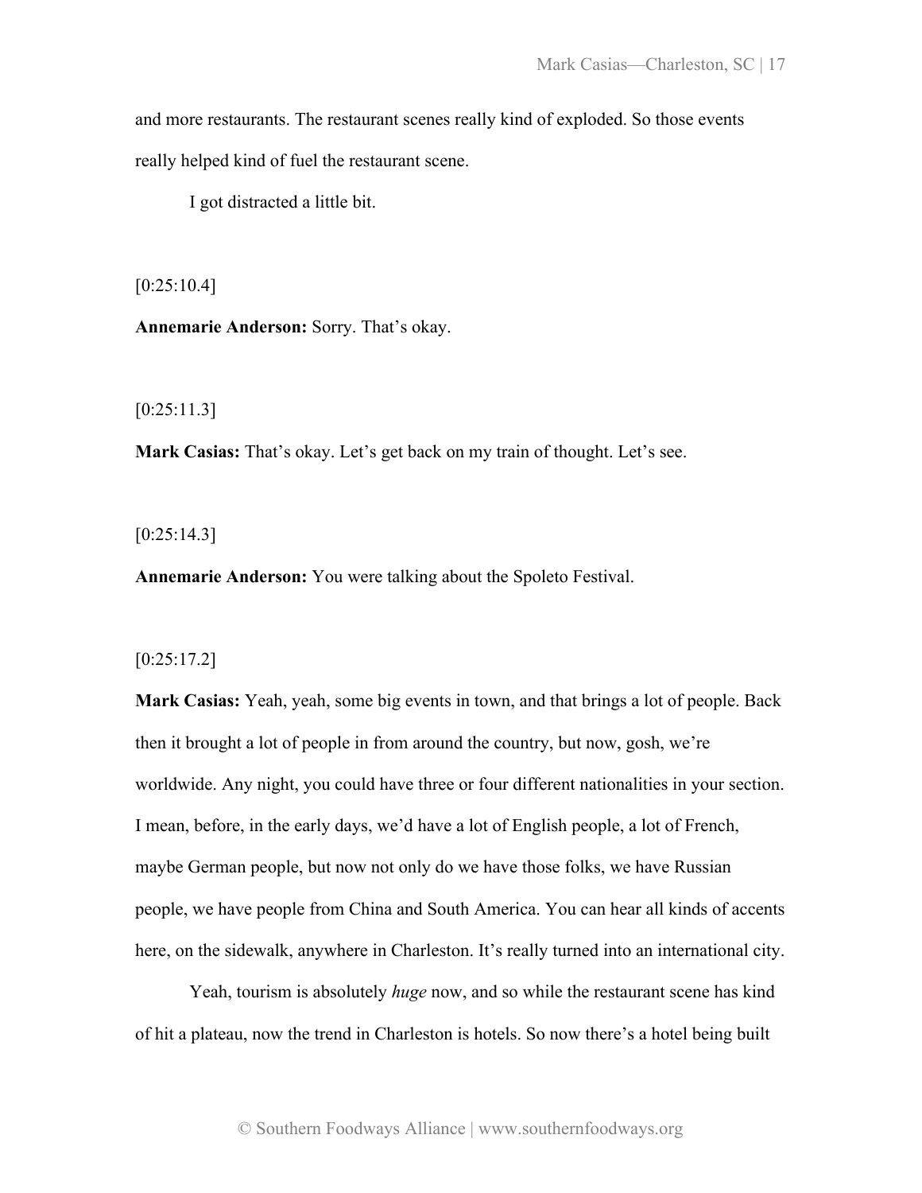and more restaurants. The restaurant scenes really kind of exploded. So those events really helped kind of fuel the restaurant scene.

I got distracted a little bit.

[0:25:10.4]

**Annemarie Anderson:** Sorry. That's okay.

[0:25:11.3]

**Mark Casias:** That's okay. Let's get back on my train of thought. Let's see.

[0:25:14.3]

**Annemarie Anderson:** You were talking about the Spoleto Festival.

[0:25:17.2]

**Mark Casias:** Yeah, yeah, some big events in town, and that brings a lot of people. Back then it brought a lot of people in from around the country, but now, gosh, we're worldwide. Any night, you could have three or four different nationalities in your section. I mean, before, in the early days, we'd have a lot of English people, a lot of French, maybe German people, but now not only do we have those folks, we have Russian people, we have people from China and South America. You can hear all kinds of accents here, on the sidewalk, anywhere in Charleston. It's really turned into an international city.

Yeah, tourism is absolutely *huge* now, and so while the restaurant scene has kind of hit a plateau, now the trend in Charleston is hotels. So now there's a hotel being built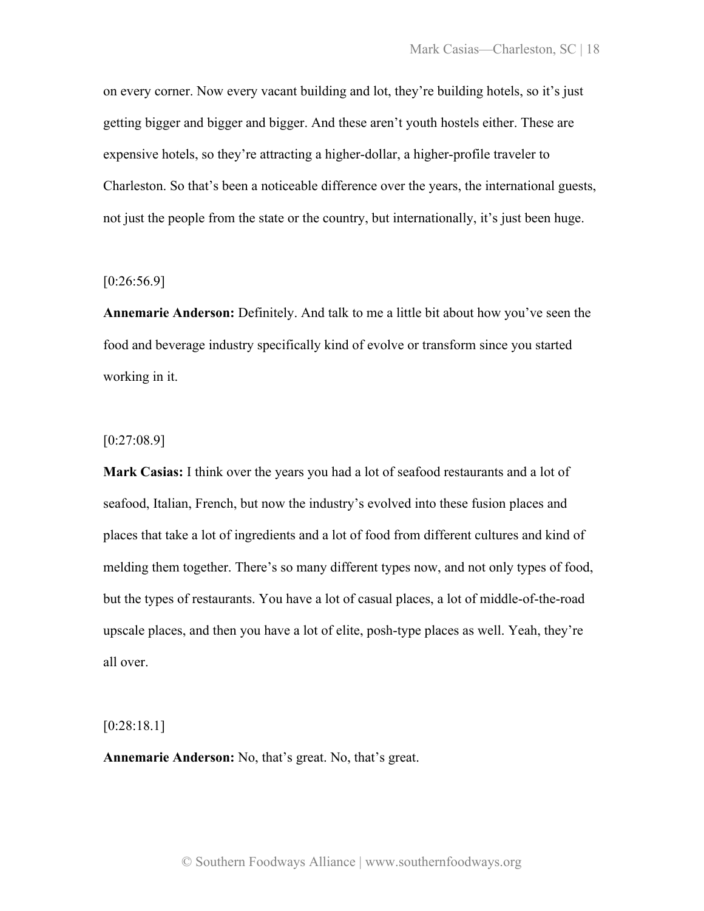on every corner. Now every vacant building and lot, they're building hotels, so it's just getting bigger and bigger and bigger. And these aren't youth hostels either. These are expensive hotels, so they're attracting a higher-dollar, a higher-profile traveler to Charleston. So that's been a noticeable difference over the years, the international guests, not just the people from the state or the country, but internationally, it's just been huge.

[0:26:56.9]

**Annemarie Anderson:** Definitely. And talk to me a little bit about how you've seen the food and beverage industry specifically kind of evolve or transform since you started working in it.

[0:27:08.9]

**Mark Casias:** I think over the years you had a lot of seafood restaurants and a lot of seafood, Italian, French, but now the industry's evolved into these fusion places and places that take a lot of ingredients and a lot of food from different cultures and kind of melding them together. There's so many different types now, and not only types of food, but the types of restaurants. You have a lot of casual places, a lot of middle-of-the-road upscale places, and then you have a lot of elite, posh-type places as well. Yeah, they're all over.

[0:28:18.1]

**Annemarie Anderson:** No, that's great. No, that's great.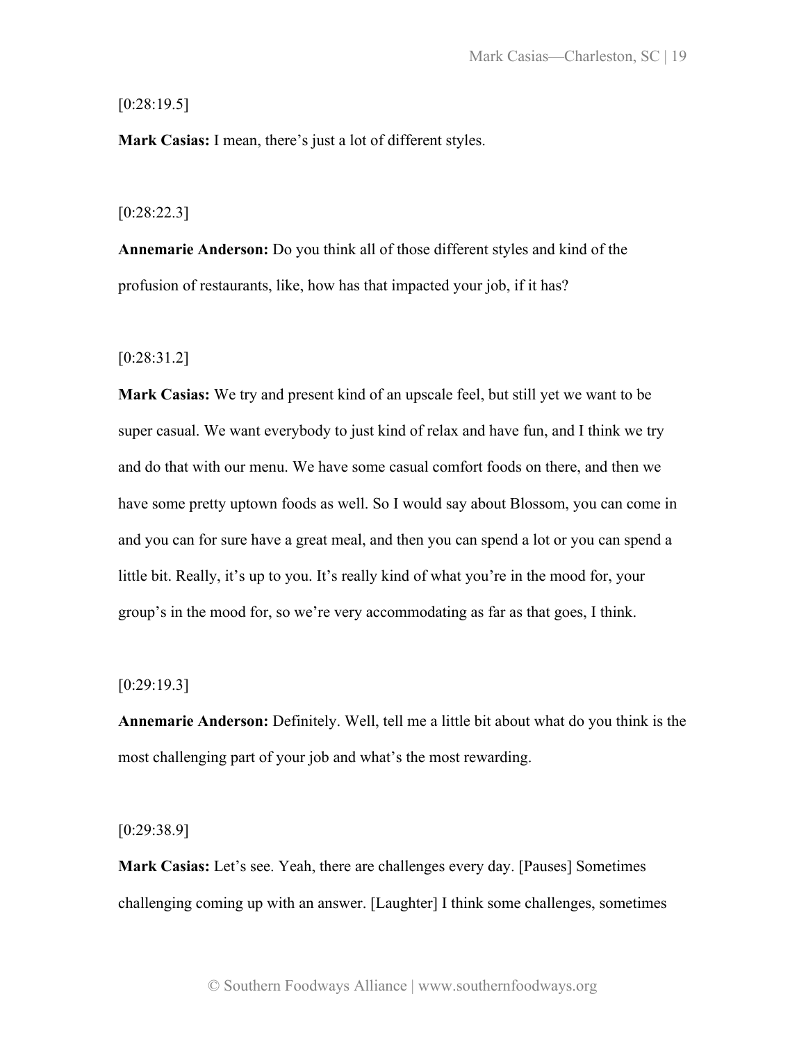[0:28:19.5]

**Mark Casias:** I mean, there's just a lot of different styles.

[0:28:22.3]

**Annemarie Anderson:** Do you think all of those different styles and kind of the profusion of restaurants, like, how has that impacted your job, if it has?

[0:28:31.2]

**Mark Casias:** We try and present kind of an upscale feel, but still yet we want to be super casual. We want everybody to just kind of relax and have fun, and I think we try and do that with our menu. We have some casual comfort foods on there, and then we have some pretty uptown foods as well. So I would say about Blossom, you can come in and you can for sure have a great meal, and then you can spend a lot or you can spend a little bit. Really, it's up to you. It's really kind of what you're in the mood for, your group's in the mood for, so we're very accommodating as far as that goes, I think.

[0:29:19.3]

**Annemarie Anderson:** Definitely. Well, tell me a little bit about what do you think is the most challenging part of your job and what's the most rewarding.

[0:29:38.9]

**Mark Casias:** Let's see. Yeah, there are challenges every day. [Pauses] Sometimes challenging coming up with an answer. [Laughter] I think some challenges, sometimes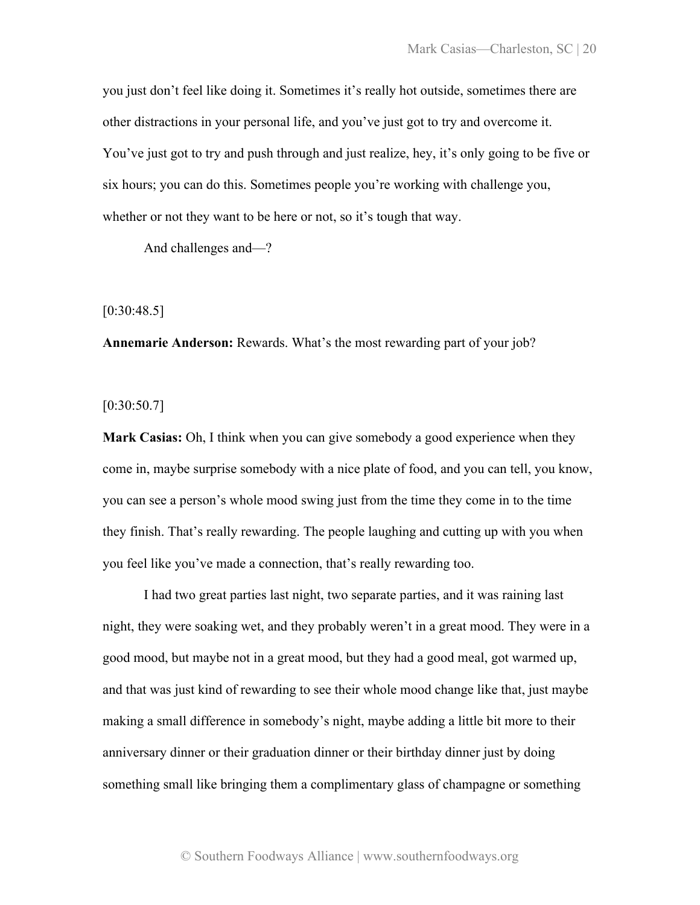you just don't feel like doing it. Sometimes it's really hot outside, sometimes there are other distractions in your personal life, and you've just got to try and overcome it. You've just got to try and push through and just realize, hey, it's only going to be five or six hours; you can do this. Sometimes people you're working with challenge you, whether or not they want to be here or not, so it's tough that way.

And challenges and—?

[0:30:48.5]

**Annemarie Anderson:** Rewards. What's the most rewarding part of your job?

[0:30:50.7]

**Mark Casias:** Oh, I think when you can give somebody a good experience when they come in, maybe surprise somebody with a nice plate of food, and you can tell, you know, you can see a person's whole mood swing just from the time they come in to the time they finish. That's really rewarding. The people laughing and cutting up with you when you feel like you've made a connection, that's really rewarding too.

I had two great parties last night, two separate parties, and it was raining last night, they were soaking wet, and they probably weren't in a great mood. They were in a good mood, but maybe not in a great mood, but they had a good meal, got warmed up, and that was just kind of rewarding to see their whole mood change like that, just maybe making a small difference in somebody's night, maybe adding a little bit more to their anniversary dinner or their graduation dinner or their birthday dinner just by doing something small like bringing them a complimentary glass of champagne or something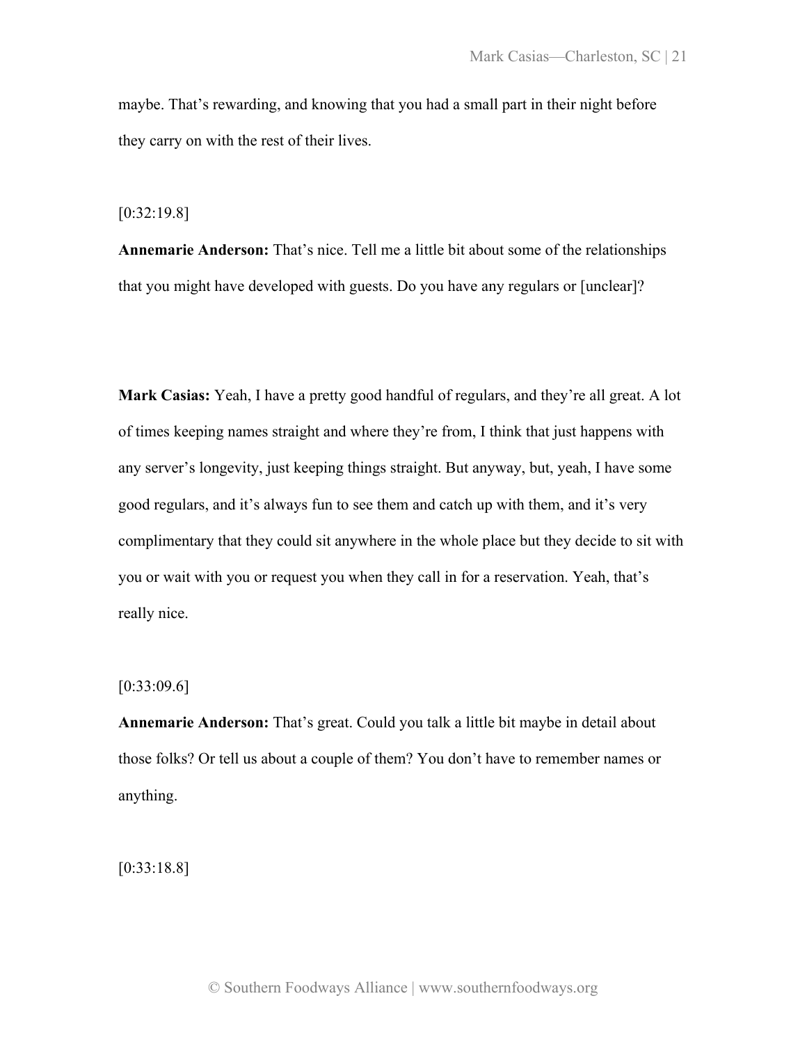maybe. That's rewarding, and knowing that you had a small part in their night before they carry on with the rest of their lives.

[0:32:19.8]

**Annemarie Anderson:** That's nice. Tell me a little bit about some of the relationships that you might have developed with guests. Do you have any regulars or [unclear]?

**Mark Casias:** Yeah, I have a pretty good handful of regulars, and they're all great. A lot of times keeping names straight and where they're from, I think that just happens with any server's longevity, just keeping things straight. But anyway, but, yeah, I have some good regulars, and it's always fun to see them and catch up with them, and it's very complimentary that they could sit anywhere in the whole place but they decide to sit with you or wait with you or request you when they call in for a reservation. Yeah, that's really nice.

[0:33:09.6]

**Annemarie Anderson:** That's great. Could you talk a little bit maybe in detail about those folks? Or tell us about a couple of them? You don't have to remember names or anything.

[0:33:18.8]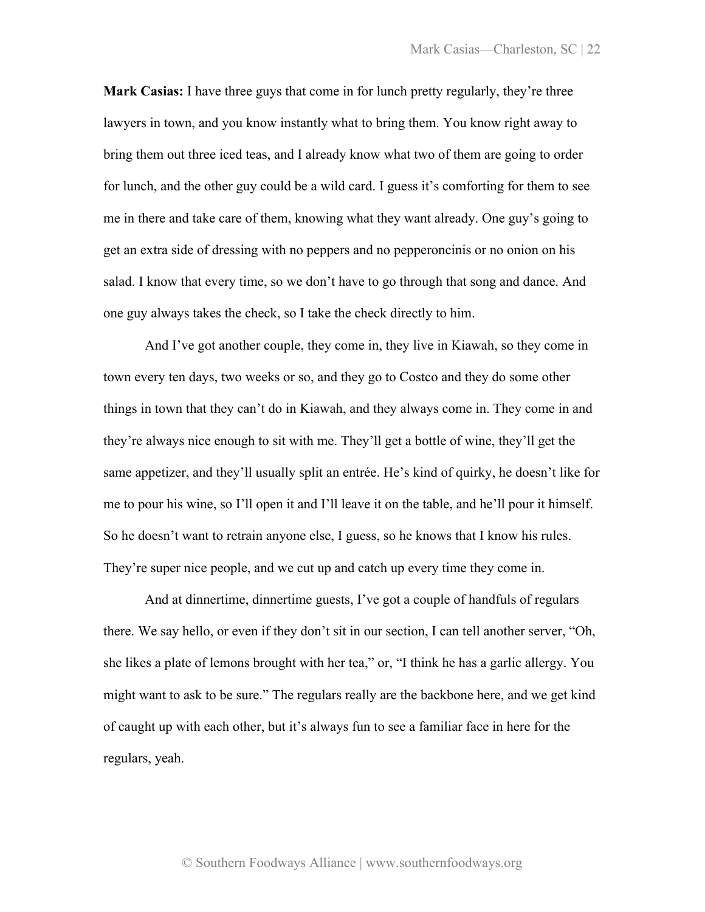**Mark Casias:** I have three guys that come in for lunch pretty regularly, they're three lawyers in town, and you know instantly what to bring them. You know right away to bring them out three iced teas, and I already know what two of them are going to order for lunch, and the other guy could be a wild card. I guess it's comforting for them to see me in there and take care of them, knowing what they want already. One guy's going to get an extra side of dressing with no peppers and no pepperoncinis or no onion on his salad. I know that every time, so we don't have to go through that song and dance. And one guy always takes the check, so I take the check directly to him.

And I've got another couple, they come in, they live in Kiawah, so they come in town every ten days, two weeks or so, and they go to Costco and they do some other things in town that they can't do in Kiawah, and they always come in. They come in and they're always nice enough to sit with me. They'll get a bottle of wine, they'll get the same appetizer, and they'll usually split an entrée. He's kind of quirky, he doesn't like for me to pour his wine, so I'll open it and I'll leave it on the table, and he'll pour it himself. So he doesn't want to retrain anyone else, I guess, so he knows that I know his rules. They're super nice people, and we cut up and catch up every time they come in.

And at dinnertime, dinnertime guests, I've got a couple of handfuls of regulars there. We say hello, or even if they don't sit in our section, I can tell another server, "Oh, she likes a plate of lemons brought with her tea," or, "I think he has a garlic allergy. You might want to ask to be sure." The regulars really are the backbone here, and we get kind of caught up with each other, but it's always fun to see a familiar face in here for the regulars, yeah.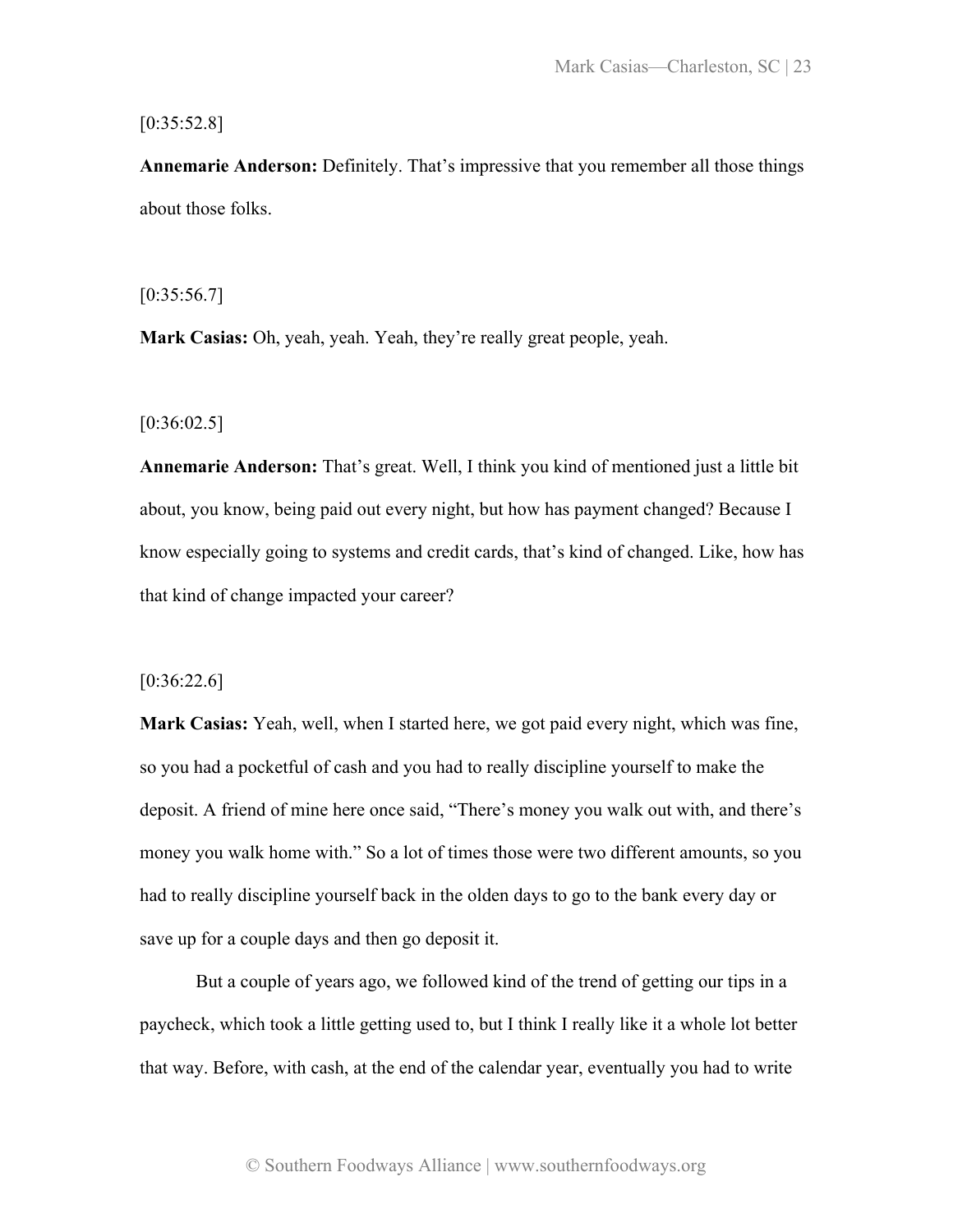[0:35:52.8]

**Annemarie Anderson:** Definitely. That's impressive that you remember all those things about those folks.

[0:35:56.7]

**Mark Casias:** Oh, yeah, yeah. Yeah, they're really great people, yeah.

[0:36:02.5]

**Annemarie Anderson:** That's great. Well, I think you kind of mentioned just a little bit about, you know, being paid out every night, but how has payment changed? Because I know especially going to systems and credit cards, that's kind of changed. Like, how has that kind of change impacted your career?

[0:36:22.6]

**Mark Casias:** Yeah, well, when I started here, we got paid every night, which was fine, so you had a pocketful of cash and you had to really discipline yourself to make the deposit. A friend of mine here once said, "There's money you walk out with, and there's money you walk home with." So a lot of times those were two different amounts, so you had to really discipline yourself back in the olden days to go to the bank every day or save up for a couple days and then go deposit it.

But a couple of years ago, we followed kind of the trend of getting our tips in a paycheck, which took a little getting used to, but I think I really like it a whole lot better that way. Before, with cash, at the end of the calendar year, eventually you had to write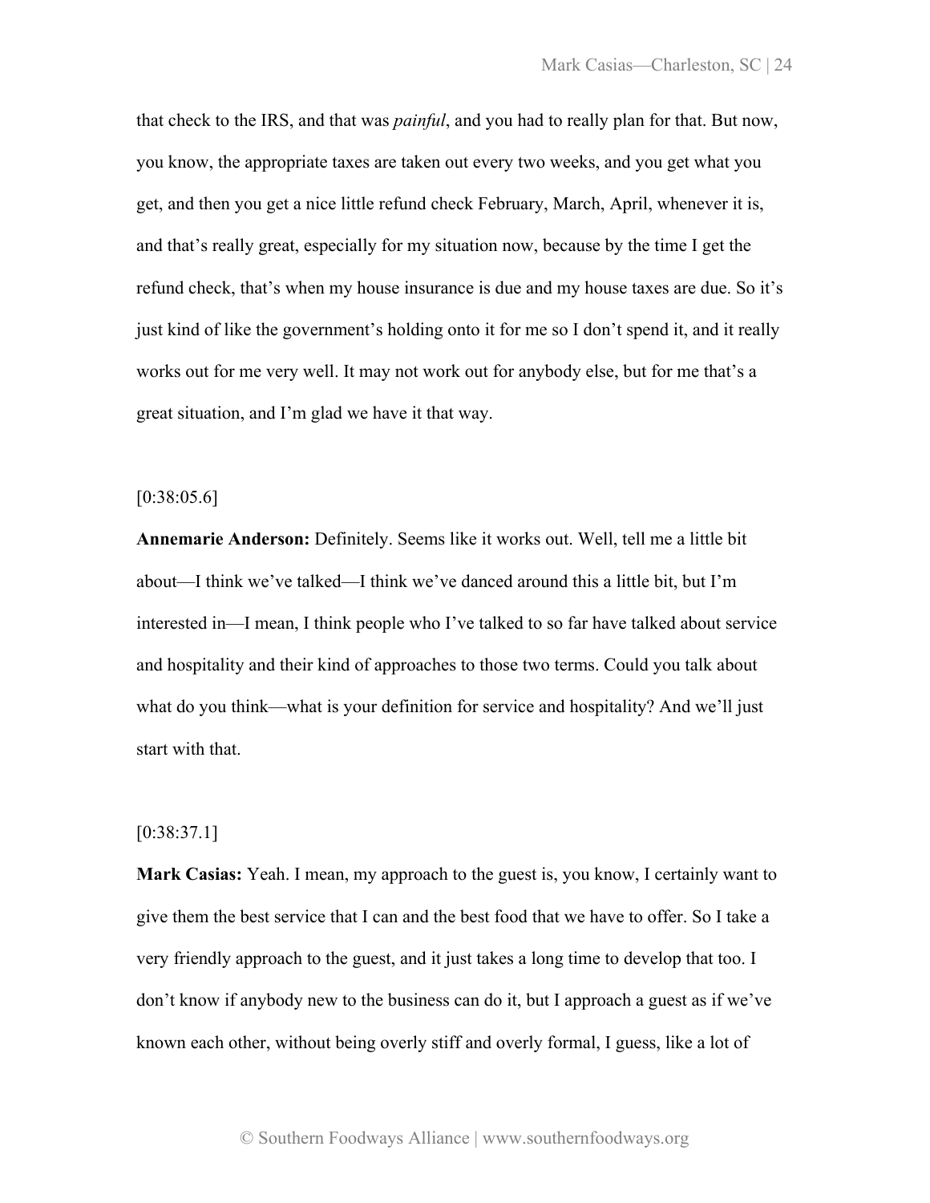that check to the IRS, and that was *painful*, and you had to really plan for that. But now, you know, the appropriate taxes are taken out every two weeks, and you get what you get, and then you get a nice little refund check February, March, April, whenever it is, and that's really great, especially for my situation now, because by the time I get the refund check, that's when my house insurance is due and my house taxes are due. So it's just kind of like the government's holding onto it for me so I don't spend it, and it really works out for me very well. It may not work out for anybody else, but for me that's a great situation, and I'm glad we have it that way.

[0:38:05.6]

**Annemarie Anderson:** Definitely. Seems like it works out. Well, tell me a little bit about—I think we've talked—I think we've danced around this a little bit, but I'm interested in—I mean, I think people who I've talked to so far have talked about service and hospitality and their kind of approaches to those two terms. Could you talk about what do you think—what is your definition for service and hospitality? And we'll just start with that.

[0:38:37.1]

**Mark Casias:** Yeah. I mean, my approach to the guest is, you know, I certainly want to give them the best service that I can and the best food that we have to offer. So I take a very friendly approach to the guest, and it just takes a long time to develop that too. I don't know if anybody new to the business can do it, but I approach a guest as if we've known each other, without being overly stiff and overly formal, I guess, like a lot of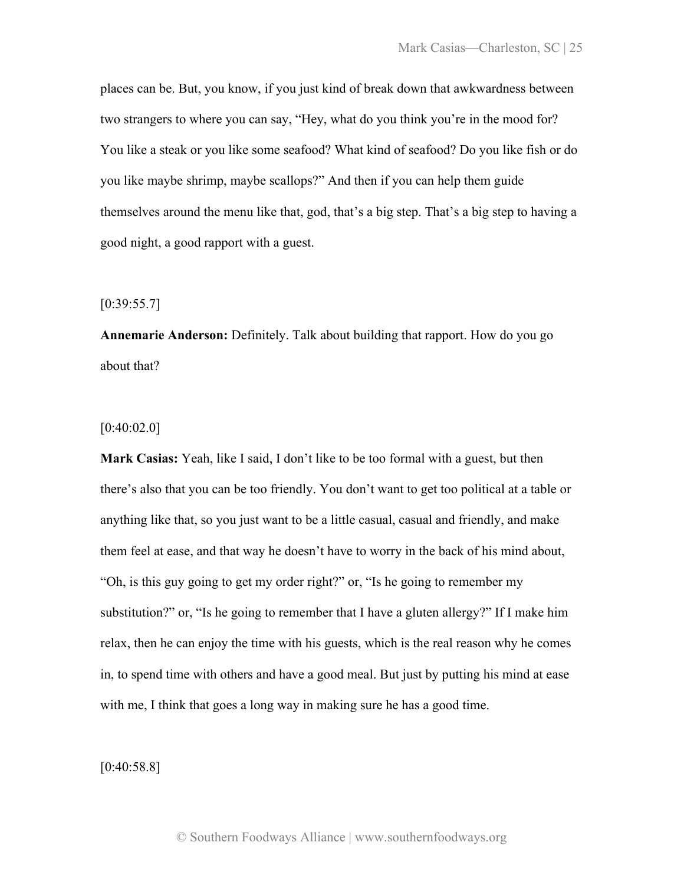places can be. But, you know, if you just kind of break down that awkwardness between two strangers to where you can say, "Hey, what do you think you're in the mood for? You like a steak or you like some seafood? What kind of seafood? Do you like fish or do you like maybe shrimp, maybe scallops?" And then if you can help them guide themselves around the menu like that, god, that's a big step. That's a big step to having a good night, a good rapport with a guest.

[0:39:55.7]

**Annemarie Anderson:** Definitely. Talk about building that rapport. How do you go about that?

[0:40:02.0]

**Mark Casias:** Yeah, like I said, I don't like to be too formal with a guest, but then there's also that you can be too friendly. You don't want to get too political at a table or anything like that, so you just want to be a little casual, casual and friendly, and make them feel at ease, and that way he doesn't have to worry in the back of his mind about, "Oh, is this guy going to get my order right?" or, "Is he going to remember my substitution?" or, "Is he going to remember that I have a gluten allergy?" If I make him relax, then he can enjoy the time with his guests, which is the real reason why he comes in, to spend time with others and have a good meal. But just by putting his mind at ease with me, I think that goes a long way in making sure he has a good time.

[0:40:58.8]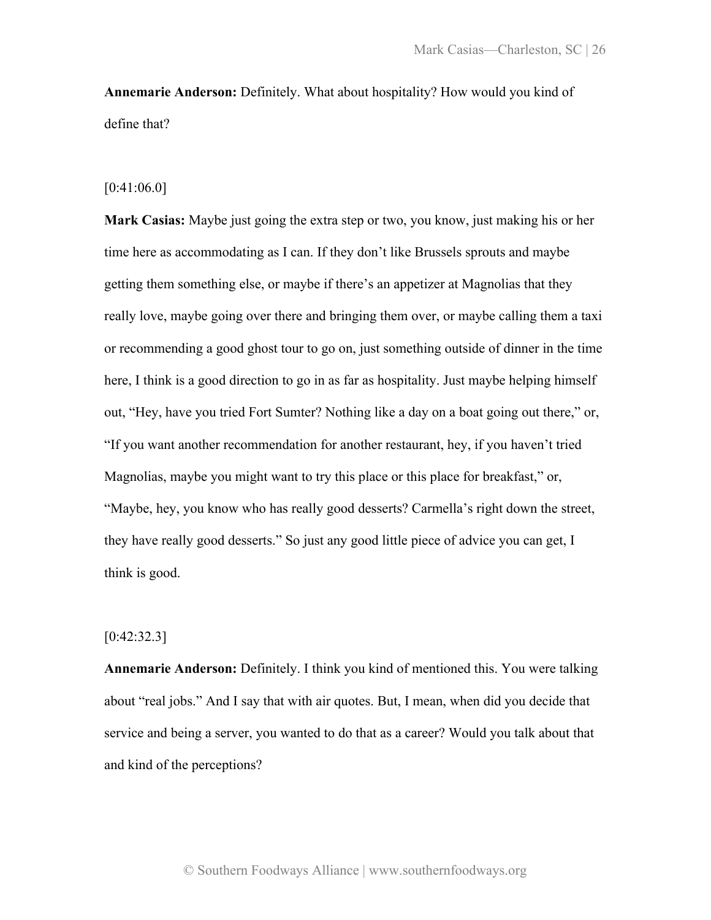**Annemarie Anderson:** Definitely. What about hospitality? How would you kind of define that?

[0:41:06.0]

**Mark Casias:** Maybe just going the extra step or two, you know, just making his or her time here as accommodating as I can. If they don't like Brussels sprouts and maybe getting them something else, or maybe if there's an appetizer at Magnolias that they really love, maybe going over there and bringing them over, or maybe calling them a taxi or recommending a good ghost tour to go on, just something outside of dinner in the time here, I think is a good direction to go in as far as hospitality. Just maybe helping himself out, "Hey, have you tried Fort Sumter? Nothing like a day on a boat going out there," or, "If you want another recommendation for another restaurant, hey, if you haven't tried Magnolias, maybe you might want to try this place or this place for breakfast," or, "Maybe, hey, you know who has really good desserts? Carmella's right down the street, they have really good desserts." So just any good little piece of advice you can get, I think is good.

[0:42:32.3]

**Annemarie Anderson:** Definitely. I think you kind of mentioned this. You were talking about "real jobs." And I say that with air quotes. But, I mean, when did you decide that service and being a server, you wanted to do that as a career? Would you talk about that and kind of the perceptions?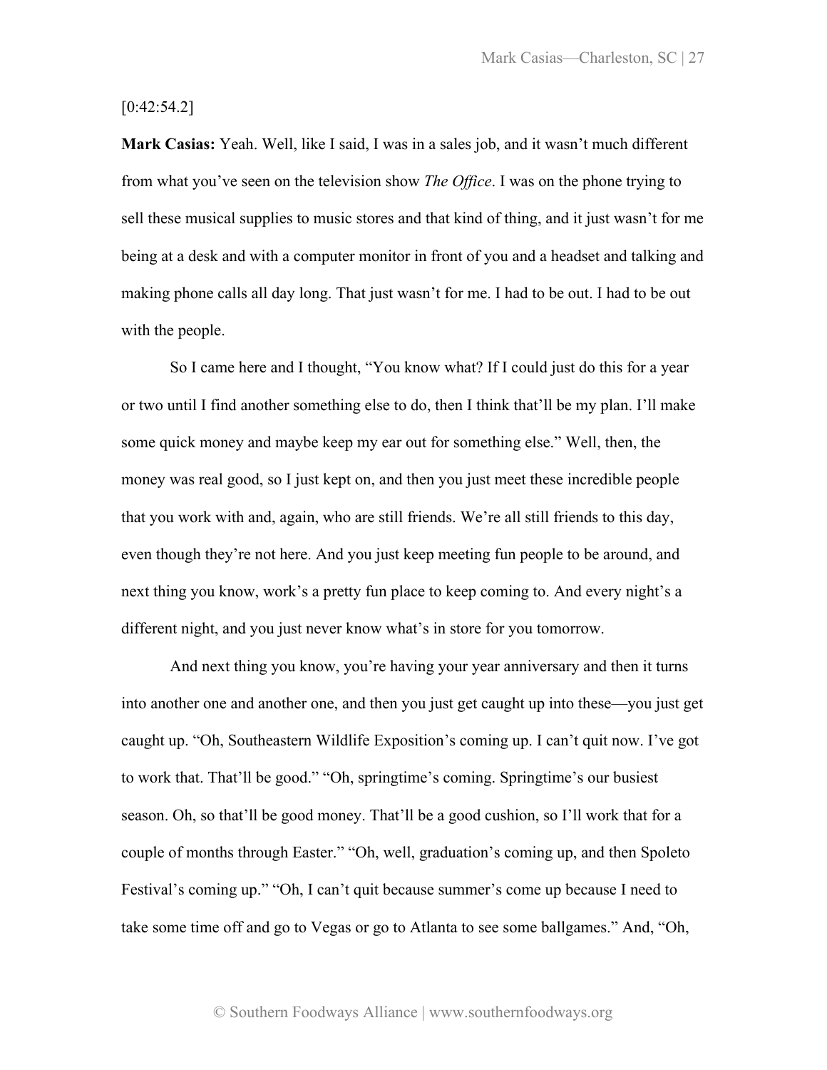[0:42:54.2]

**Mark Casias:** Yeah. Well, like I said, I was in a sales job, and it wasn't much different from what you've seen on the television show *The Office*. I was on the phone trying to sell these musical supplies to music stores and that kind of thing, and it just wasn't for me being at a desk and with a computer monitor in front of you and a headset and talking and making phone calls all day long. That just wasn't for me. I had to be out. I had to be out with the people.

So I came here and I thought, "You know what? If I could just do this for a year or two until I find another something else to do, then I think that'll be my plan. I'll make some quick money and maybe keep my ear out for something else." Well, then, the money was real good, so I just kept on, and then you just meet these incredible people that you work with and, again, who are still friends. We're all still friends to this day, even though they're not here. And you just keep meeting fun people to be around, and next thing you know, work's a pretty fun place to keep coming to. And every night's a different night, and you just never know what's in store for you tomorrow.

And next thing you know, you're having your year anniversary and then it turns into another one and another one, and then you just get caught up into these—you just get caught up. "Oh, Southeastern Wildlife Exposition's coming up. I can't quit now. I've got to work that. That'll be good." "Oh, springtime's coming. Springtime's our busiest season. Oh, so that'll be good money. That'll be a good cushion, so I'll work that for a couple of months through Easter." "Oh, well, graduation's coming up, and then Spoleto Festival's coming up." "Oh, I can't quit because summer's come up because I need to take some time off and go to Vegas or go to Atlanta to see some ballgames." And, "Oh,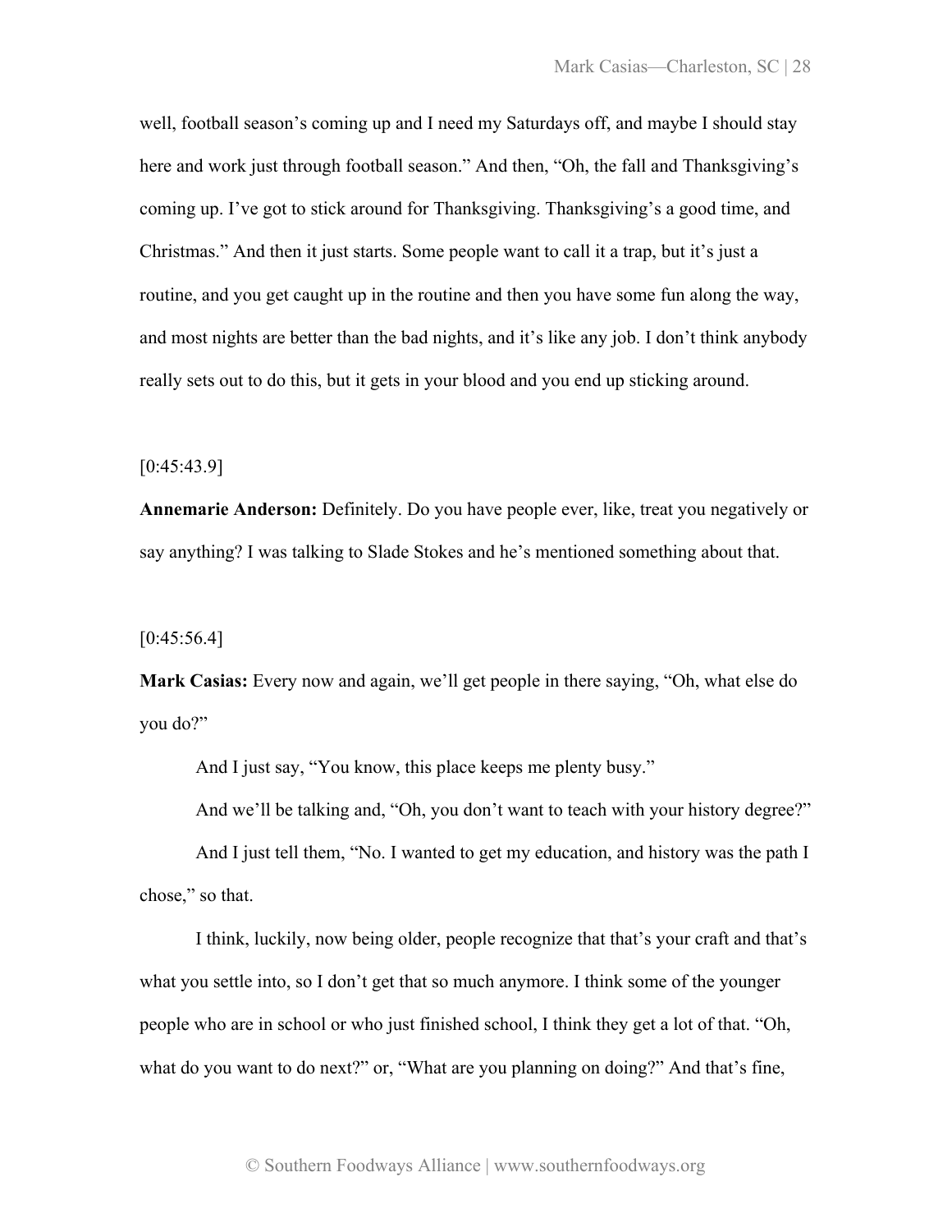well, football season's coming up and I need my Saturdays off, and maybe I should stay here and work just through football season." And then, "Oh, the fall and Thanksgiving's coming up. I've got to stick around for Thanksgiving. Thanksgiving's a good time, and Christmas." And then it just starts. Some people want to call it a trap, but it's just a routine, and you get caught up in the routine and then you have some fun along the way, and most nights are better than the bad nights, and it's like any job. I don't think anybody really sets out to do this, but it gets in your blood and you end up sticking around.

[0:45:43.9]

**Annemarie Anderson:** Definitely. Do you have people ever, like, treat you negatively or say anything? I was talking to Slade Stokes and he's mentioned something about that.

[0:45:56.4]

**Mark Casias:** Every now and again, we'll get people in there saying, "Oh, what else do you do?"

And I just say, "You know, this place keeps me plenty busy."

And we'll be talking and, "Oh, you don't want to teach with your history degree?"

And I just tell them, "No. I wanted to get my education, and history was the path I chose," so that.

I think, luckily, now being older, people recognize that that's your craft and that's what you settle into, so I don't get that so much anymore. I think some of the younger people who are in school or who just finished school, I think they get a lot of that. "Oh, what do you want to do next?" or, "What are you planning on doing?" And that's fine,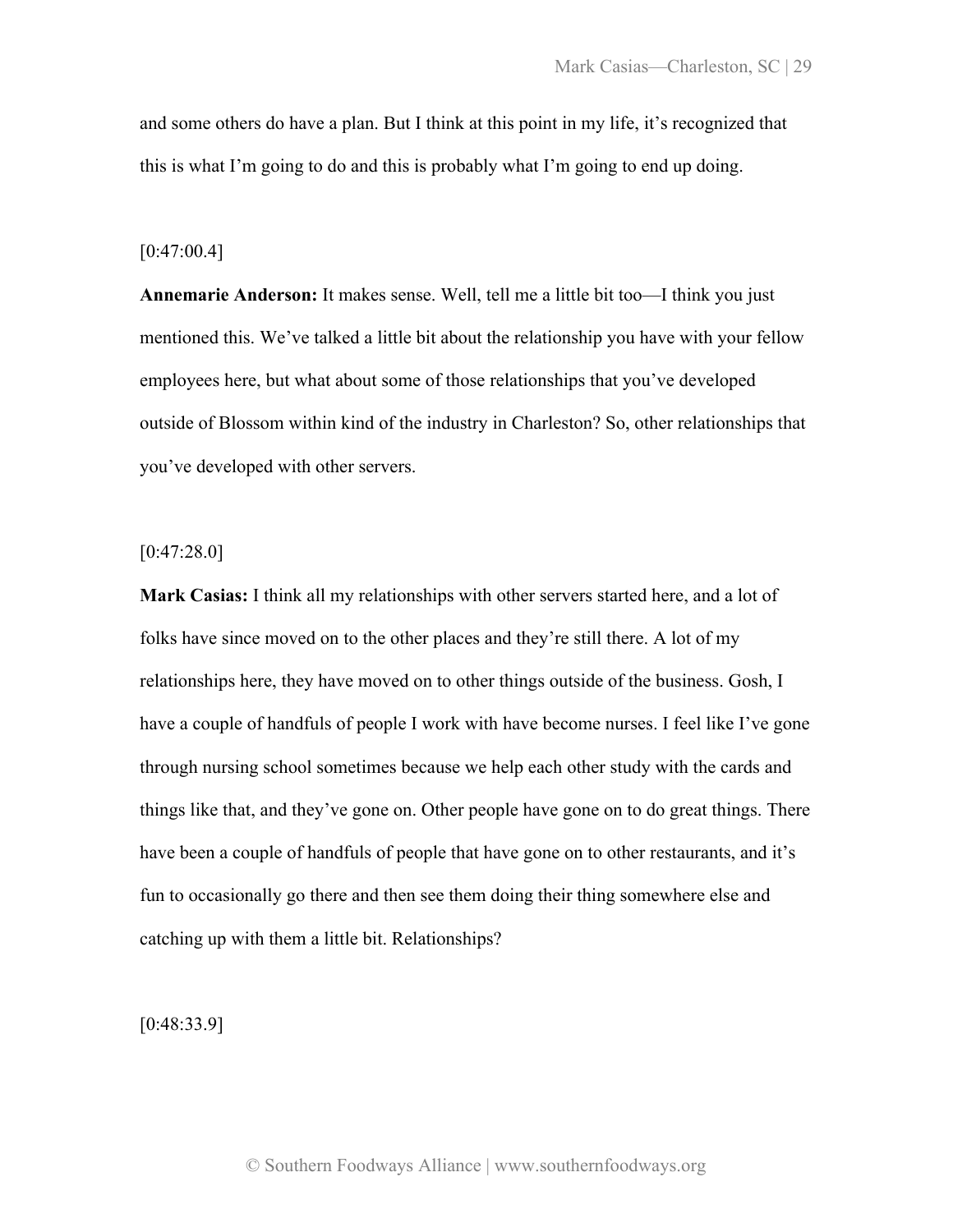and some others do have a plan. But I think at this point in my life, it's recognized that this is what I'm going to do and this is probably what I'm going to end up doing.

[0:47:00.4]

**Annemarie Anderson:** It makes sense. Well, tell me a little bit too—I think you just mentioned this. We've talked a little bit about the relationship you have with your fellow employees here, but what about some of those relationships that you've developed outside of Blossom within kind of the industry in Charleston? So, other relationships that you've developed with other servers.

[0:47:28.0]

**Mark Casias:** I think all my relationships with other servers started here, and a lot of folks have since moved on to the other places and they're still there. A lot of my relationships here, they have moved on to other things outside of the business. Gosh, I have a couple of handfuls of people I work with have become nurses. I feel like I've gone through nursing school sometimes because we help each other study with the cards and things like that, and they've gone on. Other people have gone on to do great things. There have been a couple of handfuls of people that have gone on to other restaurants, and it's fun to occasionally go there and then see them doing their thing somewhere else and catching up with them a little bit. Relationships?

[0:48:33.9]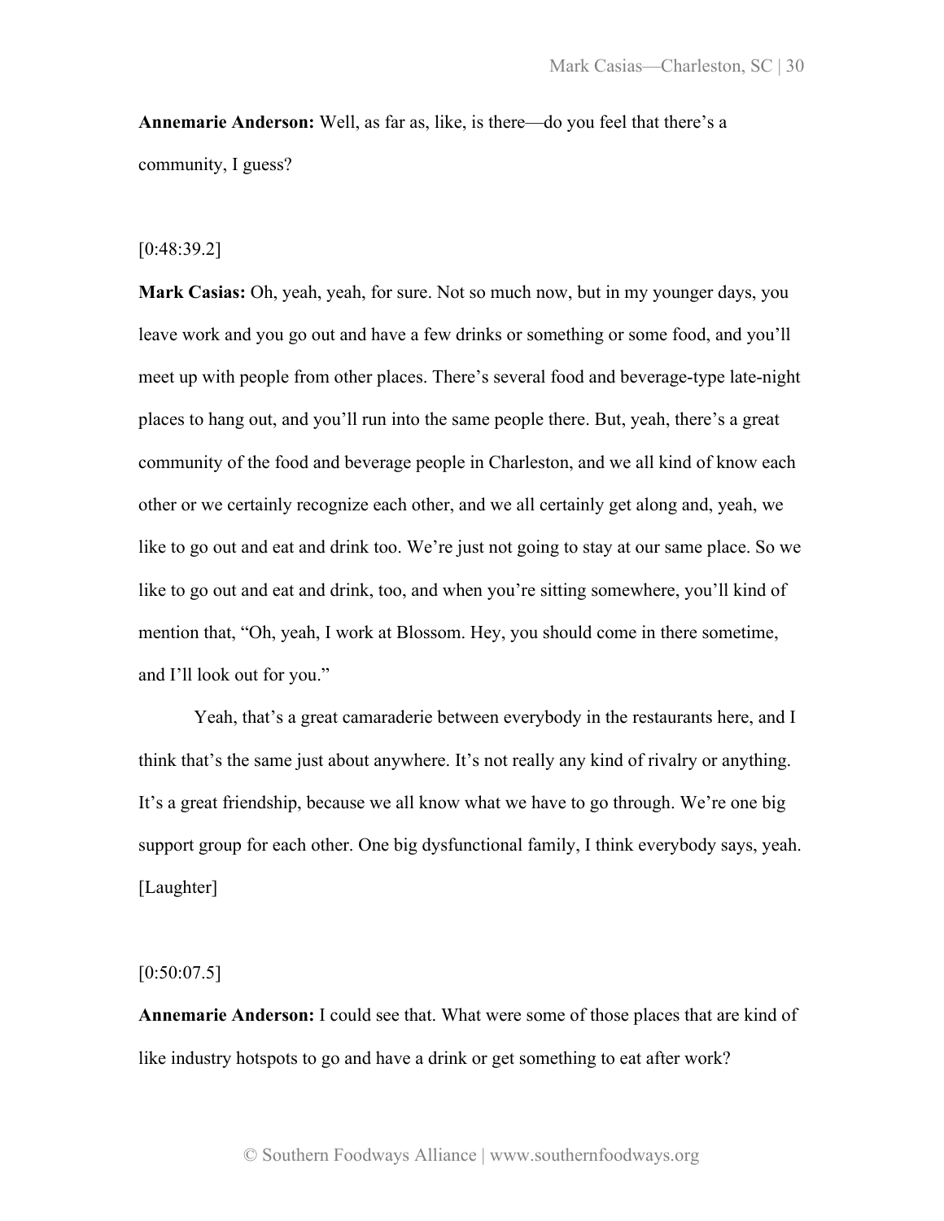**Annemarie Anderson:** Well, as far as, like, is there—do you feel that there's a community, I guess?

[0:48:39.2]

**Mark Casias:** Oh, yeah, yeah, for sure. Not so much now, but in my younger days, you leave work and you go out and have a few drinks or something or some food, and you'll meet up with people from other places. There's several food and beverage-type late-night places to hang out, and you'll run into the same people there. But, yeah, there's a great community of the food and beverage people in Charleston, and we all kind of know each other or we certainly recognize each other, and we all certainly get along and, yeah, we like to go out and eat and drink too. We're just not going to stay at our same place. So we like to go out and eat and drink, too, and when you're sitting somewhere, you'll kind of mention that, "Oh, yeah, I work at Blossom. Hey, you should come in there sometime, and I'll look out for you."

Yeah, that's a great camaraderie between everybody in the restaurants here, and I think that's the same just about anywhere. It's not really any kind of rivalry or anything. It's a great friendship, because we all know what we have to go through. We're one big support group for each other. One big dysfunctional family, I think everybody says, yeah. [Laughter]

[0:50:07.5]

**Annemarie Anderson:** I could see that. What were some of those places that are kind of like industry hotspots to go and have a drink or get something to eat after work?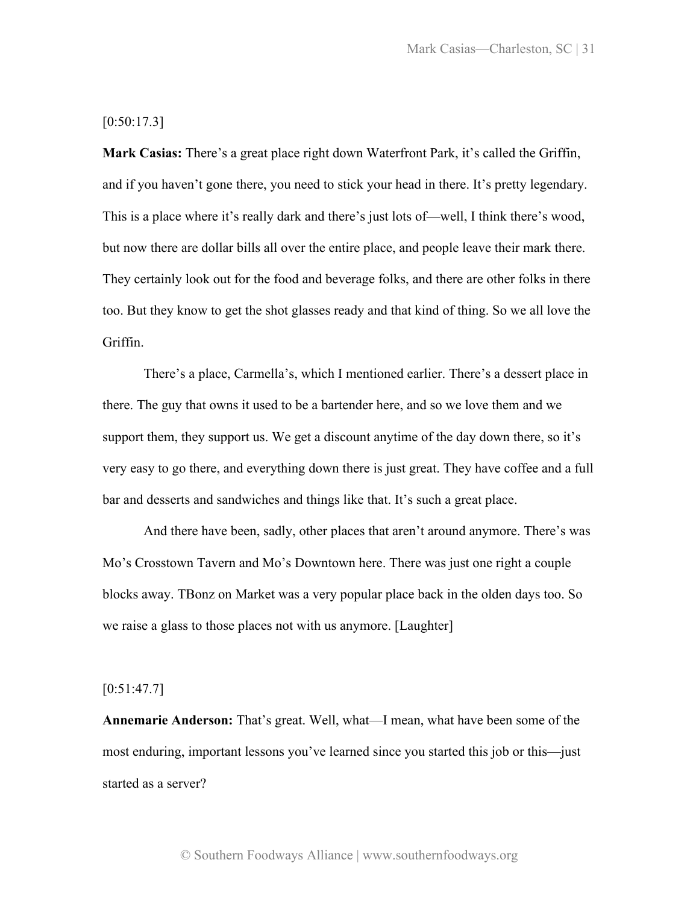[0:50:17.3]

**Mark Casias:** There's a great place right down Waterfront Park, it's called the Griffin, and if you haven't gone there, you need to stick your head in there. It's pretty legendary. This is a place where it's really dark and there's just lots of—well, I think there's wood, but now there are dollar bills all over the entire place, and people leave their mark there. They certainly look out for the food and beverage folks, and there are other folks in there too. But they know to get the shot glasses ready and that kind of thing. So we all love the Griffin.

There's a place, Carmella's, which I mentioned earlier. There's a dessert place in there. The guy that owns it used to be a bartender here, and so we love them and we support them, they support us. We get a discount anytime of the day down there, so it's very easy to go there, and everything down there is just great. They have coffee and a full bar and desserts and sandwiches and things like that. It's such a great place.

And there have been, sadly, other places that aren't around anymore. There's was Mo's Crosstown Tavern and Mo's Downtown here. There was just one right a couple blocks away. TBonz on Market was a very popular place back in the olden days too. So we raise a glass to those places not with us anymore. [Laughter]

[0:51:47.7]

**Annemarie Anderson:** That's great. Well, what—I mean, what have been some of the most enduring, important lessons you've learned since you started this job or this—just started as a server?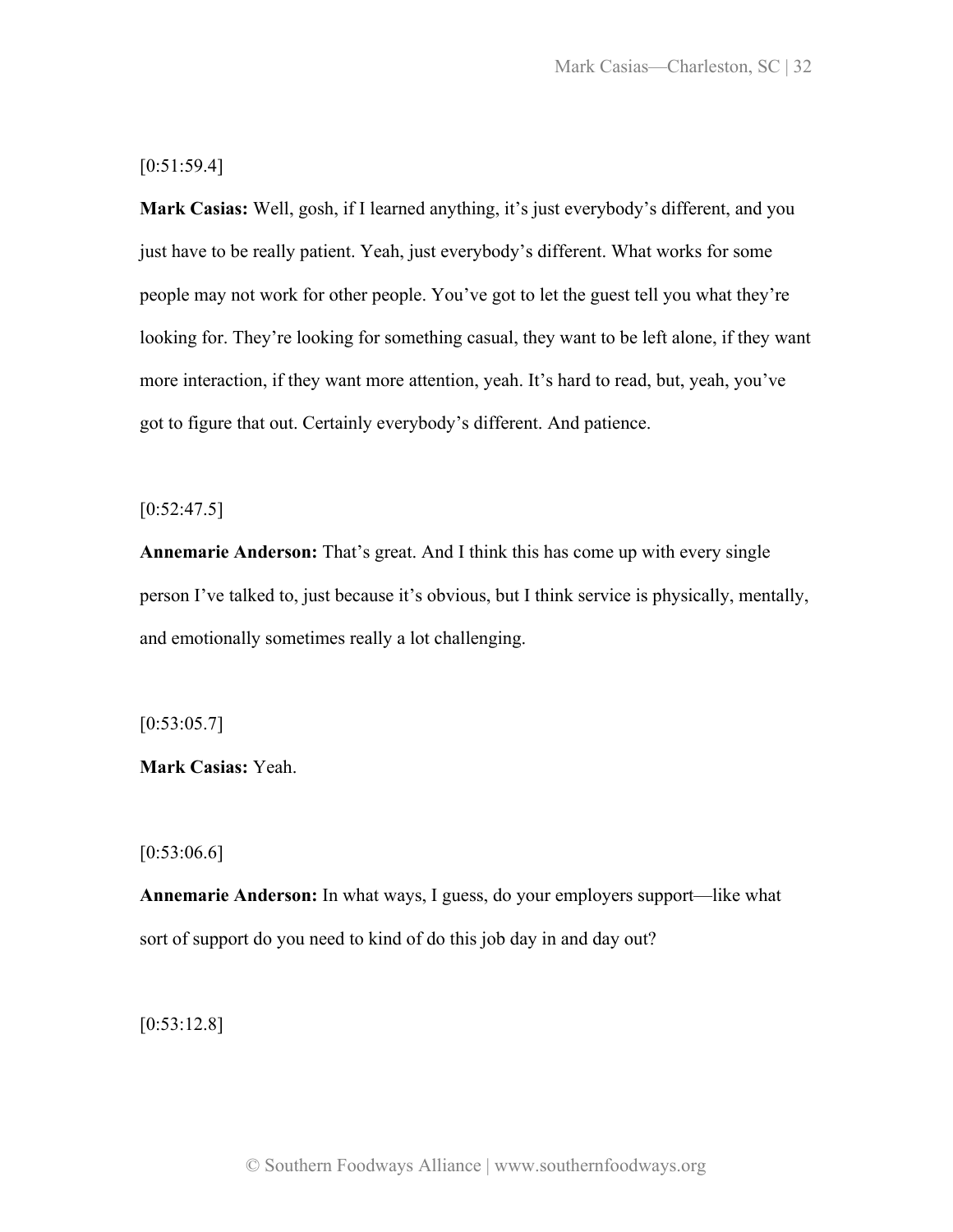[0:51:59.4]

**Mark Casias:** Well, gosh, if I learned anything, it's just everybody's different, and you just have to be really patient. Yeah, just everybody's different. What works for some people may not work for other people. You've got to let the guest tell you what they're looking for. They're looking for something casual, they want to be left alone, if they want more interaction, if they want more attention, yeah. It's hard to read, but, yeah, you've got to figure that out. Certainly everybody's different. And patience.

[0:52:47.5]

**Annemarie Anderson:** That's great. And I think this has come up with every single person I've talked to, just because it's obvious, but I think service is physically, mentally, and emotionally sometimes really a lot challenging.

[0:53:05.7]

**Mark Casias:** Yeah.

[0:53:06.6]

**Annemarie Anderson:** In what ways, I guess, do your employers support—like what sort of support do you need to kind of do this job day in and day out?

[0:53:12.8]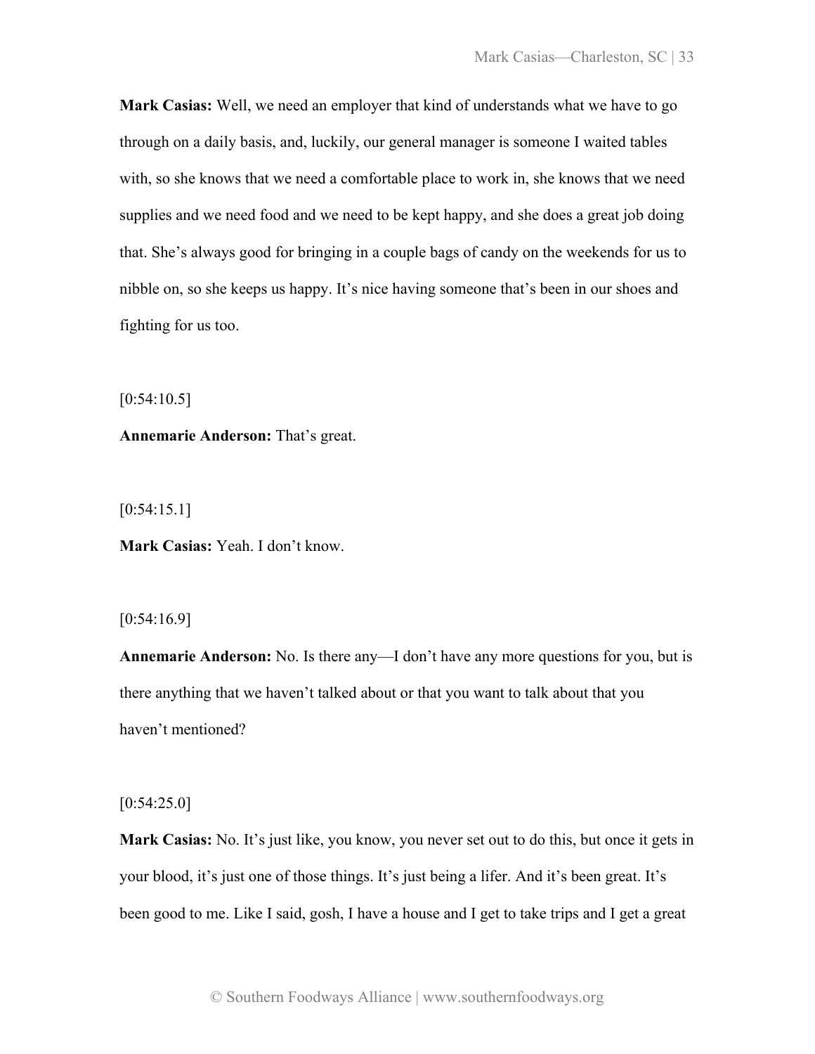**Mark Casias:** Well, we need an employer that kind of understands what we have to go through on a daily basis, and, luckily, our general manager is someone I waited tables with, so she knows that we need a comfortable place to work in, she knows that we need supplies and we need food and we need to be kept happy, and she does a great job doing that. She's always good for bringing in a couple bags of candy on the weekends for us to nibble on, so she keeps us happy. It's nice having someone that's been in our shoes and fighting for us too.

[0:54:10.5]

**Annemarie Anderson:** That's great.

[0:54:15.1]

**Mark Casias:** Yeah. I don't know.

[0:54:16.9]

**Annemarie Anderson:** No. Is there any—I don't have any more questions for you, but is there anything that we haven't talked about or that you want to talk about that you haven't mentioned?

[0:54:25.0]

**Mark Casias:** No. It's just like, you know, you never set out to do this, but once it gets in your blood, it's just one of those things. It's just being a lifer. And it's been great. It's been good to me. Like I said, gosh, I have a house and I get to take trips and I get a great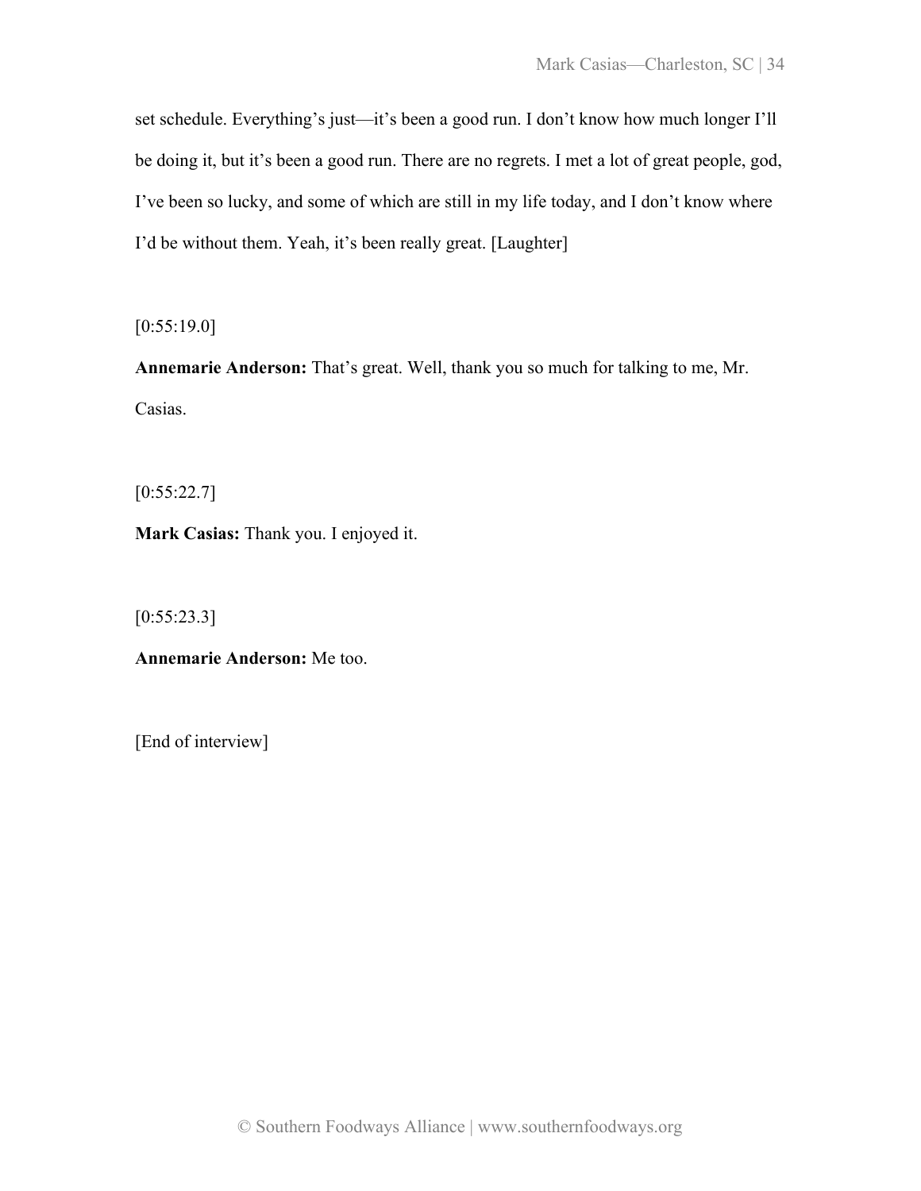set schedule. Everything's just—it's been a good run. I don't know how much longer I'll be doing it, but it's been a good run. There are no regrets. I met a lot of great people, god, I've been so lucky, and some of which are still in my life today, and I don't know where I'd be without them. Yeah, it's been really great. [Laughter]

[0:55:19.0]

**Annemarie Anderson:** That's great. Well, thank you so much for talking to me, Mr. Casias.

[0:55:22.7]

**Mark Casias:** Thank you. I enjoyed it.

[0:55:23.3]

**Annemarie Anderson:** Me too.

[End of interview]